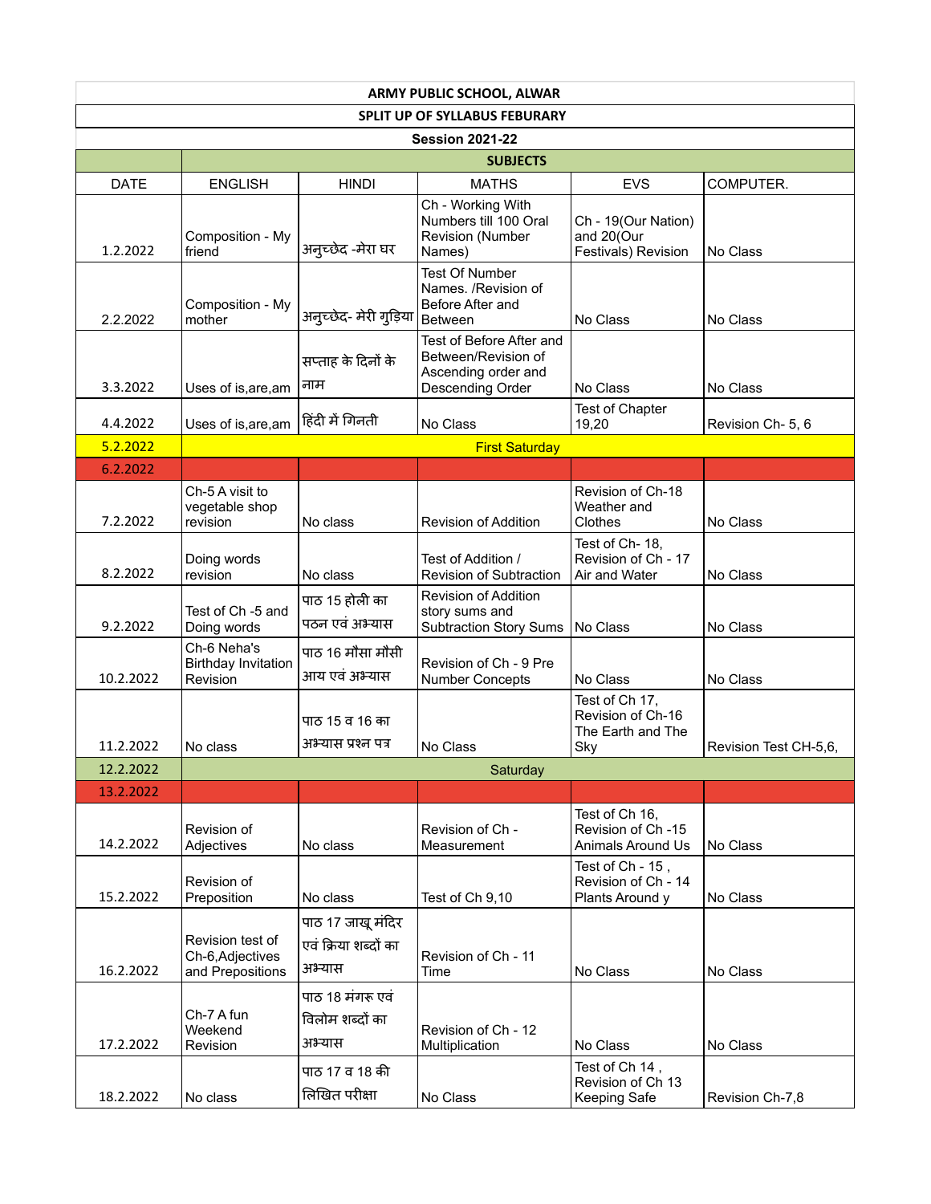| ARMY PUBLIC SCHOOL, ALWAR | | | | | |
|---|---|---|---|---|---|
| SPLIT UP OF SYLLABUS FEBURARY | | | | | |
| Session 2021-22 | | | | | |
| | SUBJECTS | | | | |
| DATE | ENGLISH | HINDI | MATHS | EVS | COMPUTER. |
| 1.2.2022 | Composition - My friend | अनुच्छेद -मेरा घर | Ch - Working With Numbers till 100 Oral Revision (Number Names) | Ch - 19(Our Nation) and 20(Our Festivals) Revision | No Class |
| 2.2.2022 | Composition - My mother | अनुच्छेद- मेरी गुड़िया | Test Of Number Names. /Revision of Before After and Between | No Class | No Class |
| 3.3.2022 | Uses of is,are,am | सप्ताह के दिनों के नाम | Test of Before After and Between/Revision of Ascending order and Descending Order | No Class | No Class |
| 4.4.2022 | Uses of is,are,am | हिंदी में गिनती | No Class | Test of Chapter 19,20 | Revision Ch- 5, 6 |
| 5.2.2022 | First Saturday | | | | |
| 6.2.2022 | | | | | |
| 7.2.2022 | Ch-5 A visit to vegetable shop revision | No class | Revision of Addition | Revision of Ch-18 Weather and Clothes | No Class |
| 8.2.2022 | Doing words revision | No class | Test of Addition / Revision of Subtraction | Test of Ch- 18, Revision of Ch - 17 Air and Water | No Class |
| 9.2.2022 | Test of Ch -5 and Doing words | पाठ 15 होली का पठन एवं अभ्यास | Revision of Addition story sums and Subtraction Story Sums | No Class | No Class |
| 10.2.2022 | Ch-6 Neha's Birthday Invitation Revision | पाठ 16 मौसा मौसी आय एवं अभ्यास | Revision of Ch - 9 Pre Number Concepts | No Class | No Class |
| 11.2.2022 | No class | पाठ 15 व 16 का अभ्यास प्रश्न पत्र | No Class | Test of Ch 17, Revision of Ch-16 The Earth and The Sky | Revision Test CH-5,6, |
| 12.2.2022 | Saturday | | | | |
| 13.2.2022 | | | | | |
| 14.2.2022 | Revision of Adjectives | No class | Revision of Ch - Measurement | Test of Ch 16, Revision of Ch -15 Animals Around Us | No Class |
| 15.2.2022 | Revision of Preposition | No class | Test of Ch 9,10 | Test of Ch - 15 , Revision of Ch - 14 Plants Around y | No Class |
| 16.2.2022 | Revision test of Ch-6,Adjectives and Prepositions | पाठ 17 जाखू मंदिर एवं क्रिया शब्दों का अभ्यास | Revision of Ch - 11 Time | No Class | No Class |
| 17.2.2022 | Ch-7 A fun Weekend Revision | पाठ 18 मंगरू एवं विलोम शब्दों का अभ्यास | Revision of Ch - 12 Multiplication | No Class | No Class |
| 18.2.2022 | No class | पाठ 17 व 18 की लिखित परीक्षा | No Class | Test of Ch 14 , Revision of Ch 13 Keeping Safe | Revision Ch-7,8 |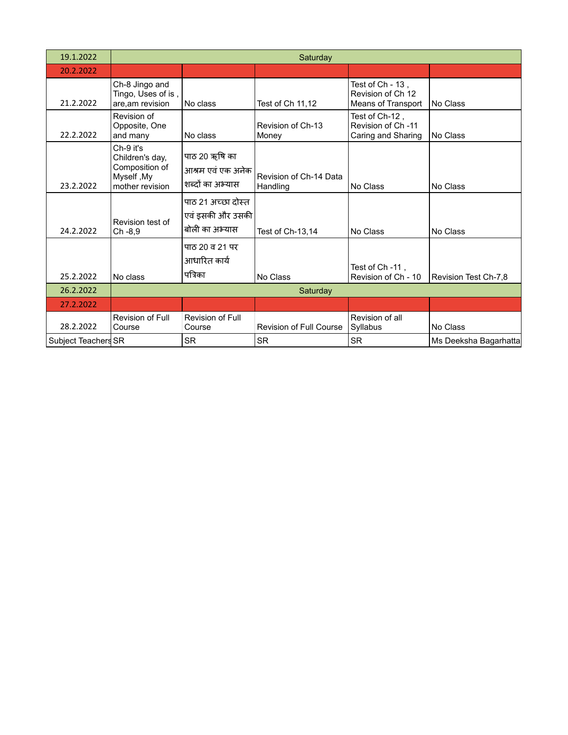| 19.1.2022 | Saturday | | | | |
|---|---|---|---|---|---|
| 20.2.2022 | | | | | |
| 21.2.2022 | Ch-8 Jingo and Tingo, Uses of is , are,am revision | No class | Test of Ch 11,12 | Test of Ch - 13 , Revision of Ch 12 Means of Transport | No Class |
| 22.2.2022 | Revision of Opposite, One and many | No class | Revision of Ch-13 Money | Test of Ch-12 , Revision of Ch -11 Caring and Sharing | No Class |
| 23.2.2022 | Ch-9 it's Children's day, Composition of Myself ,My mother revision | पाठ 20 ऋषि का आश्रम एवं एक अनेक शब्दों का अभ्यास | Revision of Ch-14 Data Handling | No Class | No Class |
| 24.2.2022 | Revision test of Ch -8,9 | पाठ 21 अच्छा दोस्त एवं इसकी और उसकी बोली का अभ्यास | Test of Ch-13,14 | No Class | No Class |
| 25.2.2022 | No class | पाठ 20 व 21 पर आधारित कार्य पत्रिका | No Class | Test of Ch -11 , Revision of Ch - 10 | Revision Test Ch-7,8 |
| 26.2.2022 | Saturday | | | | |
| 27.2.2022 | | | | | |
| 28.2.2022 | Revision of Full Course | Revision of Full Course | Revision of Full Course | Revision of all Syllabus | No Class |
| Subject Teachers | SR | SR | SR | SR | Ms Deeksha Bagarhatta |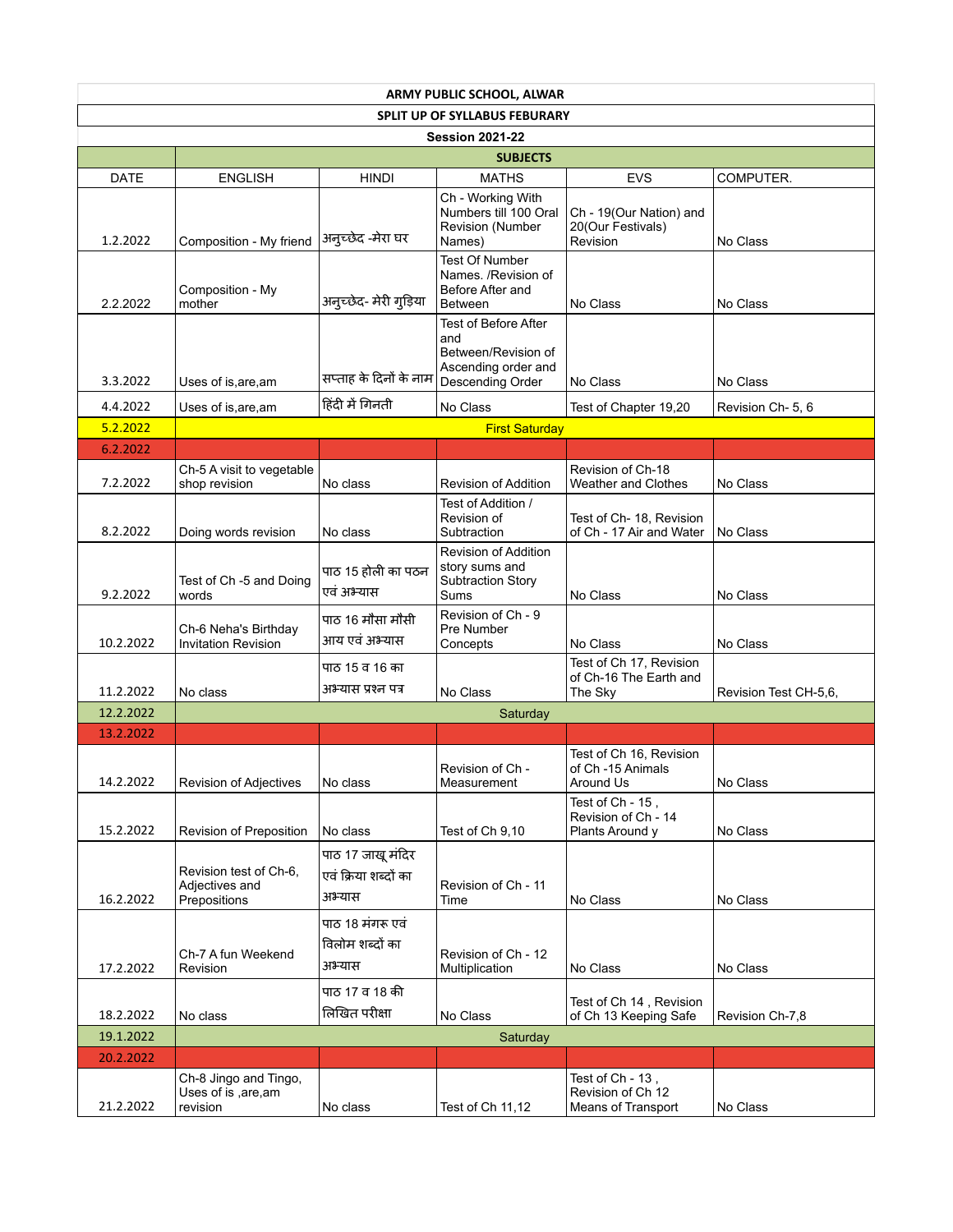**ARMY PUBLIC SCHOOL, ALWAR**

**SPLIT UP OF SYLLABUS FEBURARY**

**Session 2021-22**

| DATE | SUBJECTS | | | | |
|---|---|---|---|---|---|
| | ENGLISH | HINDI | MATHS | EVS | COMPUTER. |
| 1.2.2022 | Composition - My friend | अनुच्छेद -मेरा घर | Ch - Working With Numbers till 100 Oral Revision (Number Names) | Ch - 19(Our Nation) and 20(Our Festivals) Revision | No Class |
| 2.2.2022 | Composition - My mother | अनुच्छेद- मेरी गुड़िया | Test Of Number Names. /Revision of Before After and Between | No Class | No Class |
| 3.3.2022 | Uses of is,are,am | सप्ताह के दिनों के नाम | Test of Before After and Between/Revision of Ascending order and Descending Order | No Class | No Class |
| 4.4.2022 | Uses of is,are,am | हिंदी में गिनती | No Class | Test of Chapter 19,20 | Revision Ch- 5, 6 |
| 5.2.2022 | First Saturday | | | | |
| 6.2.2022 | | | | | |
| 7.2.2022 | Ch-5 A visit to vegetable shop revision | No class | Revision of Addition | Revision of Ch-18 Weather and Clothes | No Class |
| 8.2.2022 | Doing words revision | No class | Test of Addition / Revision of Subtraction | Test of Ch- 18, Revision of Ch - 17 Air and Water | No Class |
| 9.2.2022 | Test of Ch -5 and Doing words | पाठ 15 होली का पठन एवं अभ्यास | Revision of Addition story sums and Subtraction Story Sums | No Class | No Class |
| 10.2.2022 | Ch-6 Neha's Birthday Invitation Revision | पाठ 16 मौसा मौसी आय एवं अभ्यास | Revision of Ch - 9 Pre Number Concepts | No Class | No Class |
| 11.2.2022 | No class | पाठ 15 व 16 का अभ्यास प्रश्न पत्र | No Class | Test of Ch 17, Revision of Ch-16 The Earth and The Sky | Revision Test CH-5,6, |
| 12.2.2022 | Saturday | | | | |
| 13.2.2022 | | | | | |
| 14.2.2022 | Revision of Adjectives | No class | Revision of Ch - Measurement | Test of Ch 16, Revision of Ch -15 Animals Around Us | No Class |
| 15.2.2022 | Revision of Preposition | No class | Test of Ch 9,10 | Test of Ch - 15 , Revision of Ch - 14 Plants Around y | No Class |
| 16.2.2022 | Revision test of Ch-6, Adjectives and Prepositions | पाठ 17 जाखू मंदिर एवं क्रिया शब्दों का अभ्यास | Revision of Ch - 11 Time | No Class | No Class |
| 17.2.2022 | Ch-7 A fun Weekend Revision | पाठ 18 मंगरू एवं विलोम शब्दों का अभ्यास | Revision of Ch - 12 Multiplication | No Class | No Class |
| 18.2.2022 | No class | पाठ 17 व 18 की लिखित परीक्षा | No Class | Test of Ch 14 , Revision of Ch 13 Keeping Safe | Revision Ch-7,8 |
| 19.1.2022 | Saturday | | | | |
| 20.2.2022 | | | | | |
| 21.2.2022 | Ch-8 Jingo and Tingo, Uses of is ,are,am revision | No class | Test of Ch 11,12 | Test of Ch - 13 , Revision of Ch 12 Means of Transport | No Class |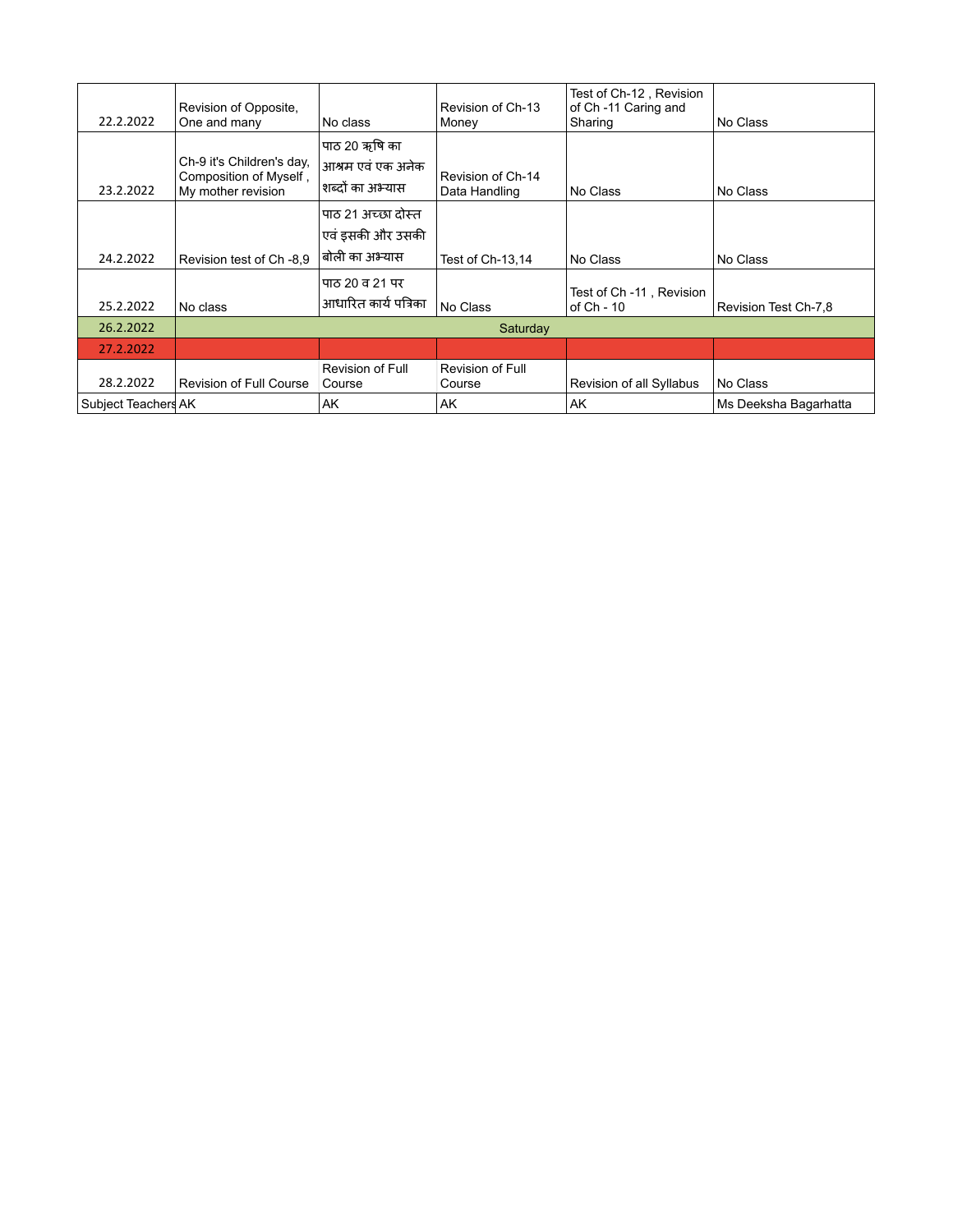| | | | | | |
|---|---|---|---|---|---|
| 22.2.2022 | Revision of Opposite, One and many | No class | Revision of Ch-13 Money | Test of Ch-12 , Revision of Ch -11 Caring and Sharing | No Class |
| 23.2.2022 | Ch-9 it's Children's day, Composition of Myself , My mother revision | पाठ 20 ऋषि का आश्रम एवं एक अनेक शब्दों का अभ्यास | Revision of Ch-14 Data Handling | No Class | No Class |
| 24.2.2022 | Revision test of Ch -8,9 | पाठ 21 अच्छा दोस्त एवं इसकी और उसकी बोली का अभ्यास | Test of Ch-13,14 | No Class | No Class |
| 25.2.2022 | No class | पाठ 20 व 21 पर आधारित कार्य पत्रिका | No Class | Test of Ch -11 , Revision of Ch - 10 | Revision Test Ch-7,8 |
| 26.2.2022 | Saturday | | | | |
| 27.2.2022 | | | | | |
| 28.2.2022 | Revision of Full Course | Revision of Full Course | Revision of Full Course | Revision of all Syllabus | No Class |
| Subject Teachers | AK | AK | AK | AK | Ms Deeksha Bagarhatta |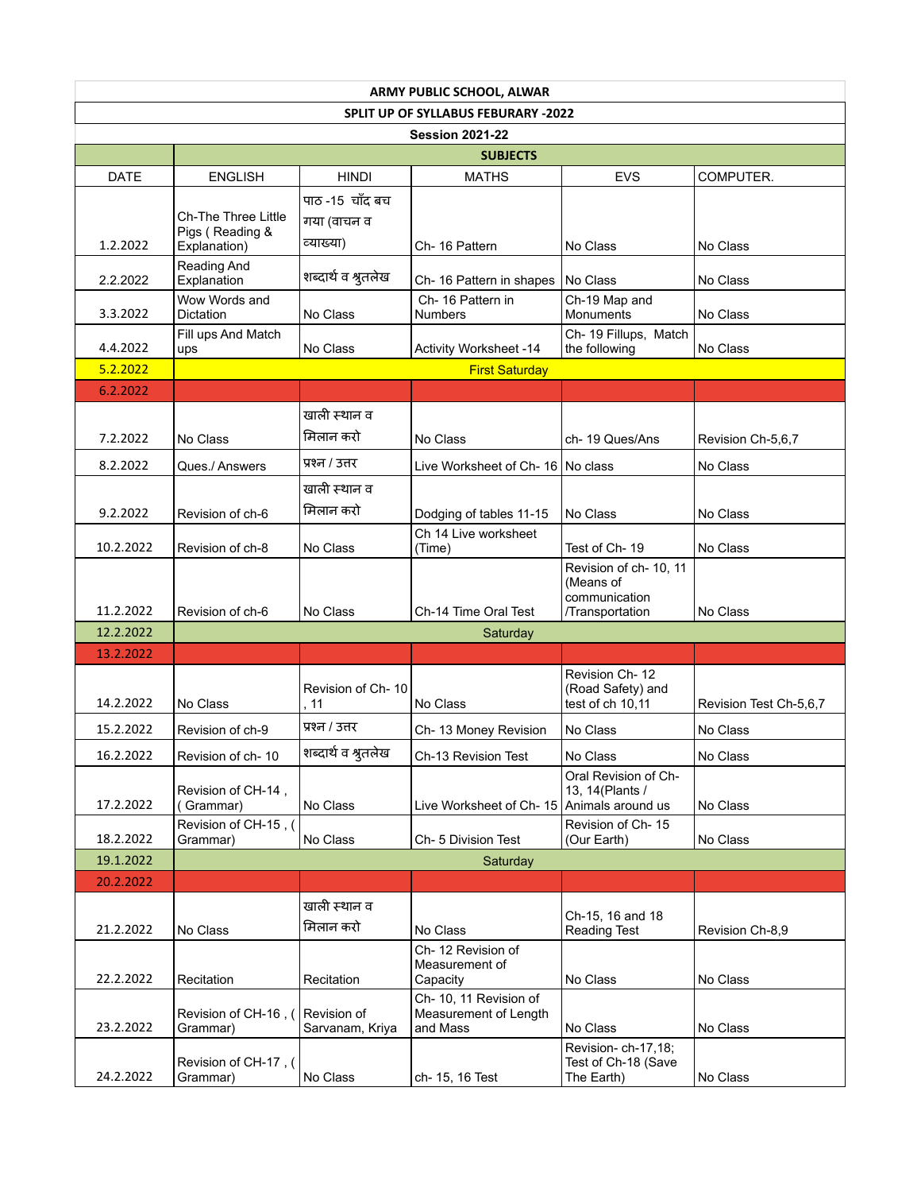| ARMY PUBLIC SCHOOL, ALWAR | | | | | |
|---|---|---|---|---|---|
| SPLIT UP OF SYLLABUS FEBURARY -2022 | | | | | |
| Session 2021-22 | | | | | |
| | SUBJECTS | | | | |
| DATE | ENGLISH | HINDI | MATHS | EVS | COMPUTER. |
| 1.2.2022 | Ch-The Three Little Pigs ( Reading & Explanation) | पाठ -15 चाँद बच गया (वाचन व व्याख्या) | Ch- 16 Pattern | No Class | No Class |
| 2.2.2022 | Reading And Explanation | शब्दार्थ व श्रुतलेख | Ch- 16 Pattern in shapes | No Class | No Class |
| 3.3.2022 | Wow Words and Dictation | No Class | Ch- 16 Pattern in Numbers | Ch-19 Map and Monuments | No Class |
| 4.4.2022 | Fill ups And Match ups | No Class | Activity Worksheet -14 | Ch- 19 Fillups, Match the following | No Class |
| 5.2.2022 | First Saturday | | | | |
| 6.2.2022 | | | | | |
| 7.2.2022 | No Class | खाली स्थान व मिलान करो | No Class | ch- 19 Ques/Ans | Revision Ch-5,6,7 |
| 8.2.2022 | Ques./ Answers | प्रश्न / उत्तर | Live Worksheet of Ch- 16 | No class | No Class |
| 9.2.2022 | Revision of ch-6 | खाली स्थान व मिलान करो | Dodging of tables 11-15 | No Class | No Class |
| 10.2.2022 | Revision of ch-8 | No Class | Ch 14 Live worksheet (Time) | Test of Ch- 19 | No Class |
| 11.2.2022 | Revision of ch-6 | No Class | Ch-14 Time Oral Test | Revision of ch- 10, 11 (Means of communication /Transportation | No Class |
| 12.2.2022 | Saturday | | | | |
| 13.2.2022 | | | | | |
| 14.2.2022 | No Class | Revision of Ch- 10 , 11 | No Class | Revision Ch- 12 (Road Safety) and test of ch 10,11 | Revision Test Ch-5,6,7 |
| 15.2.2022 | Revision of ch-9 | प्रश्न / उत्तर | Ch- 13 Money Revision | No Class | No Class |
| 16.2.2022 | Revision of ch- 10 | शब्दार्थ व श्रुतलेख | Ch-13 Revision Test | No Class | No Class |
| 17.2.2022 | Revision of CH-14 , ( Grammar) | No Class | Live Worksheet of Ch- 15 | Oral Revision of Ch- 13, 14(Plants / Animals around us | No Class |
| 18.2.2022 | Revision of CH-15 , ( Grammar) | No Class | Ch- 5 Division Test | Revision of Ch- 15 (Our Earth) | No Class |
| 19.1.2022 | Saturday | | | | |
| 20.2.2022 | | | | | |
| 21.2.2022 | No Class | खाली स्थान व मिलान करो | No Class | Ch-15, 16 and 18 Reading Test | Revision Ch-8,9 |
| 22.2.2022 | Recitation | Recitation | Ch- 12 Revision of Measurement of Capacity | No Class | No Class |
| 23.2.2022 | Revision of CH-16 , ( Grammar) | Revision of Sarvanam, Kriya | Ch- 10, 11 Revision of Measurement of Length and Mass | No Class | No Class |
| 24.2.2022 | Revision of CH-17 , ( Grammar) | No Class | ch- 15, 16 Test | Revision- ch-17,18; Test of Ch-18 (Save The Earth) | No Class |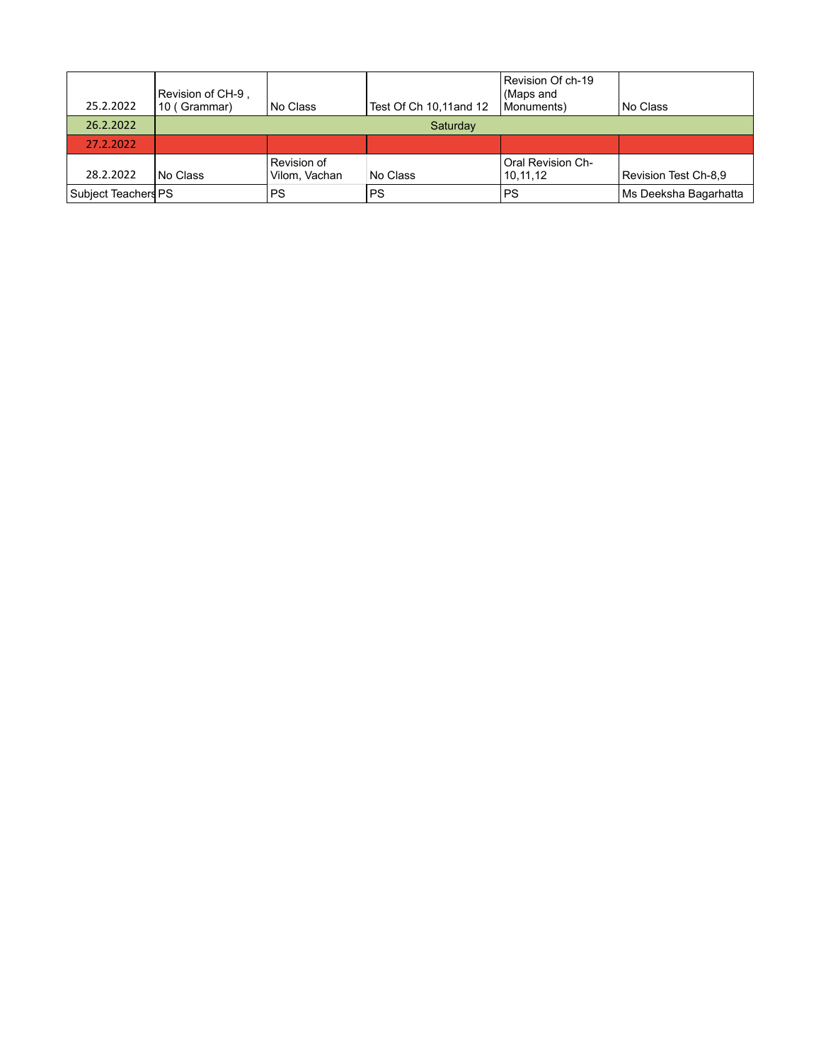| | | | | | |
|---|---|---|---|---|---|
| 25.2.2022 | Revision of CH-9 , 10 ( Grammar) | No Class | Test Of Ch 10,11and 12 | Revision Of ch-19 (Maps and Monuments) | No Class |
| 26.2.2022 | Saturday | | | | |
| 27.2.2022 | | | | | |
| 28.2.2022 | No Class | Revision of Vilom, Vachan | No Class | Oral Revision Ch-10,11,12 | Revision Test Ch-8,9 |
| Subject Teachers | PS | PS | PS | PS | Ms Deeksha Bagarhatta |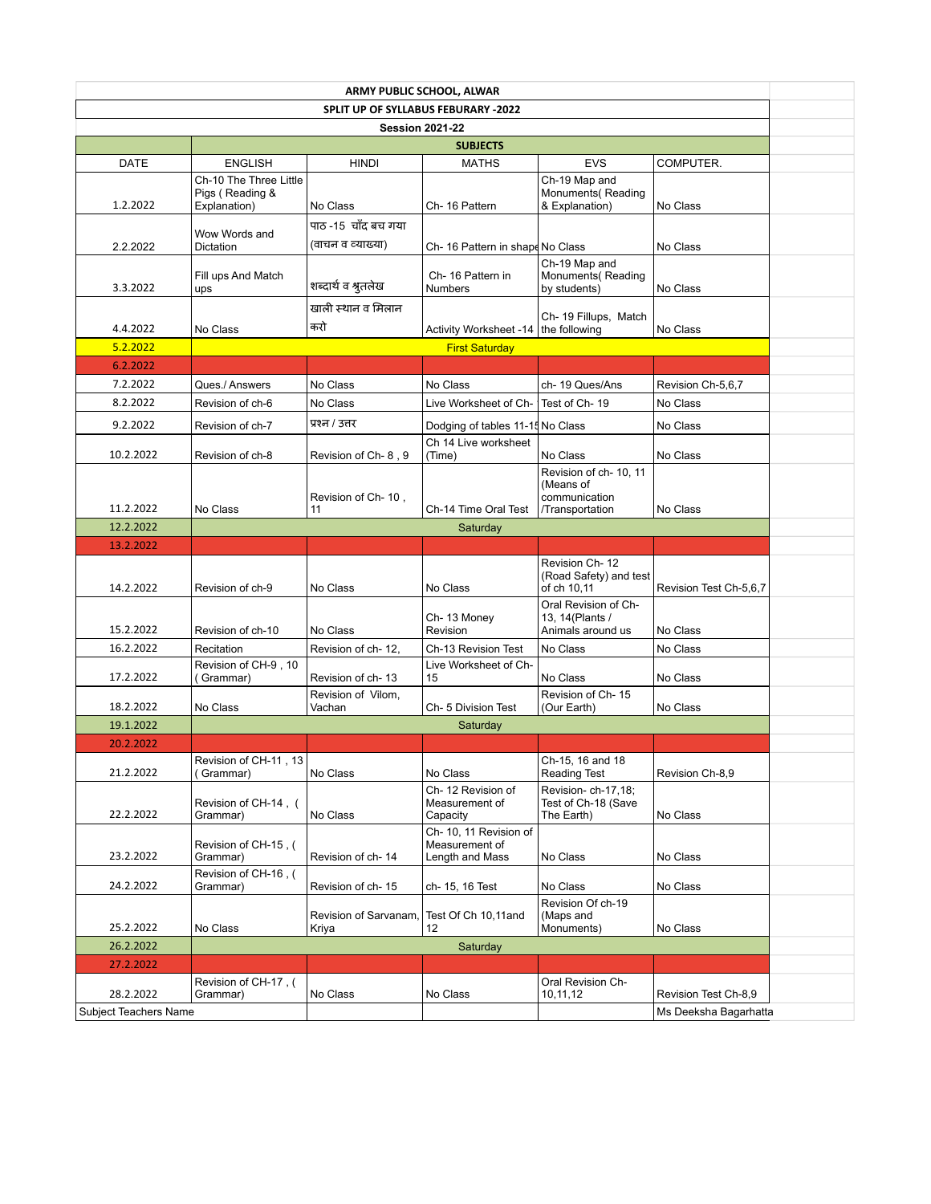**ARMY PUBLIC SCHOOL, ALWAR**

**SPLIT UP OF SYLLABUS FEBURARY -2022**

**Session 2021-22**

| DATE | SUBJECTS | | | | |
|---|---|---|---|---|---|
| | ENGLISH | HINDI | MATHS | EVS | COMPUTER. |
| 1.2.2022 | Ch-10 The Three Little Pigs ( Reading & Explanation) | No Class | Ch- 16 Pattern | Ch-19 Map and Monuments( Reading & Explanation) | No Class |
| 2.2.2022 | Wow Words and Dictation | पाठ -15 चाँद बच गया (वाचन व व्याख्या) | Ch- 16 Pattern in shape | No Class | No Class |
| 3.3.2022 | Fill ups And Match ups | शब्दार्थ व श्रुतलेख | Ch- 16 Pattern in Numbers | Ch-19 Map and Monuments( Reading by students) | No Class |
| 4.4.2022 | No Class | खाली स्थान व मिलान करो | Activity Worksheet -14 | Ch- 19 Fillups, Match the following | No Class |
| 5.2.2022 | First Saturday | | | | |
| 6.2.2022 | | | | | |
| 7.2.2022 | Ques./ Answers | No Class | No Class | ch- 19 Ques/Ans | Revision Ch-5,6,7 |
| 8.2.2022 | Revision of ch-6 | No Class | Live Worksheet of Ch- | Test of Ch- 19 | No Class |
| 9.2.2022 | Revision of ch-7 | प्रश्न / उत्तर | Dodging of tables 11-15 | No Class | No Class |
| 10.2.2022 | Revision of ch-8 | Revision of Ch- 8 , 9 | Ch 14 Live worksheet (Time) | No Class | No Class |
| 11.2.2022 | No Class | Revision of Ch- 10 , 11 | Ch-14 Time Oral Test | Revision of ch- 10, 11 (Means of communication /Transportation | No Class |
| 12.2.2022 | Saturday | | | | |
| 13.2.2022 | | | | | |
| 14.2.2022 | Revision of ch-9 | No Class | No Class | Revision Ch- 12 (Road Safety) and test of ch 10,11 | Revision Test Ch-5,6,7 |
| 15.2.2022 | Revision of ch-10 | No Class | Ch- 13 Money Revision | Oral Revision of Ch- 13, 14(Plants / Animals around us | No Class |
| 16.2.2022 | Recitation | Revision of ch- 12, | Ch-13 Revision Test | No Class | No Class |
| 17.2.2022 | Revision of CH-9 , 10 ( Grammar) | Revision of ch- 13 | Live Worksheet of Ch- 15 | No Class | No Class |
| 18.2.2022 | No Class | Revision of Vilom, Vachan | Ch- 5 Division Test | Revision of Ch- 15 (Our Earth) | No Class |
| 19.1.2022 | Saturday | | | | |
| 20.2.2022 | | | | | |
| 21.2.2022 | Revision of CH-11 , 13 ( Grammar) | No Class | No Class | Ch-15, 16 and 18 Reading Test | Revision Ch-8,9 |
| 22.2.2022 | Revision of CH-14 , ( Grammar) | No Class | Ch- 12 Revision of Measurement of Capacity | Revision- ch-17,18; Test of Ch-18 (Save The Earth) | No Class |
| 23.2.2022 | Revision of CH-15 , ( Grammar) | Revision of ch- 14 | Ch- 10, 11 Revision of Measurement of Length and Mass | No Class | No Class |
| 24.2.2022 | Revision of CH-16 , ( Grammar) | Revision of ch- 15 | ch- 15, 16 Test | No Class | No Class |
| 25.2.2022 | No Class | Revision of Sarvanam, Kriya | Test Of Ch 10,11and 12 | Revision Of ch-19 (Maps and Monuments) | No Class |
| 26.2.2022 | Saturday | | | | |
| 27.2.2022 | | | | | |
| 28.2.2022 | Revision of CH-17 , ( Grammar) | No Class | No Class | Oral Revision Ch- 10,11,12 | Revision Test Ch-8,9 |
| Subject Teachers Name | | | | | Ms Deeksha Bagarhatta |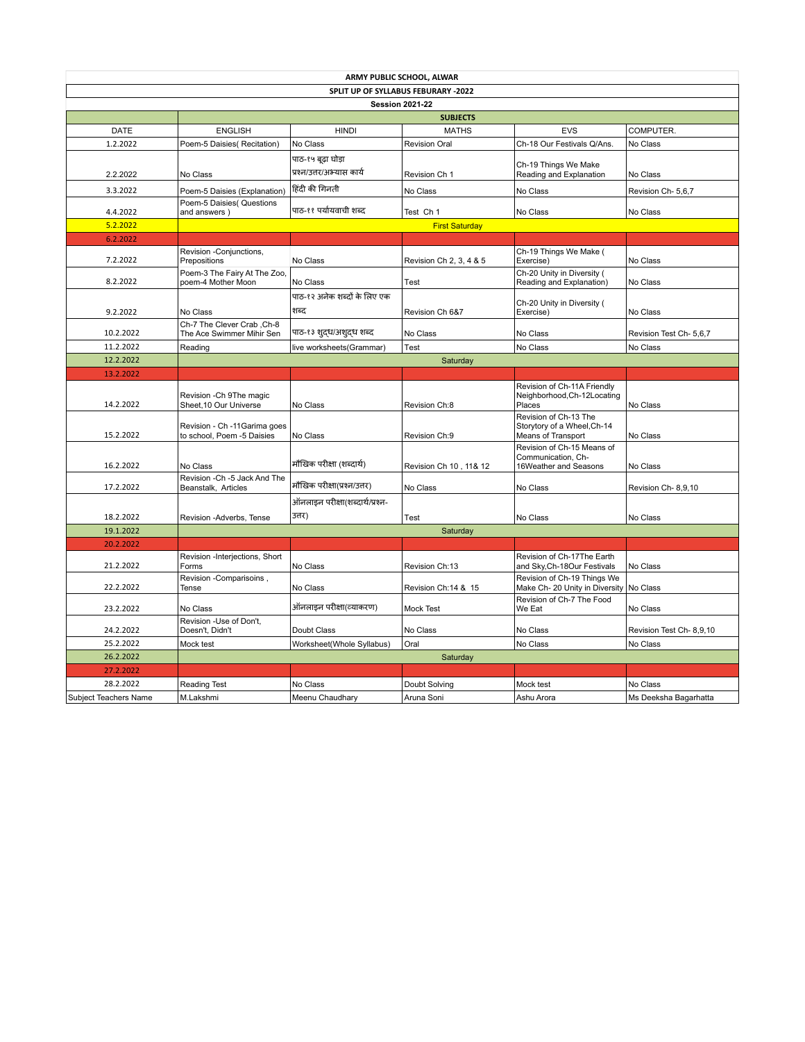**ARMY PUBLIC SCHOOL, ALWAR**

**SPLIT UP OF SYLLABUS FEBURARY -2022**

**Session 2021-22**

| DATE | SUBJECTS | | | | |
|---|---|---|---|---|---|
| | ENGLISH | HINDI | MATHS | EVS | COMPUTER. |
| 1.2.2022 | Poem-5 Daisies( Recitation) | No Class | Revision Oral | Ch-18 Our Festivals Q/Ans. | No Class |
| 2.2.2022 | No Class | पाठ-१५ बूढ़ा घोड़ा प्रश्न/उत्तर/अभ्यास कार्य | Revision Ch 1 | Ch-19 Things We Make Reading and Explanation | No Class |
| 3.3.2022 | Poem-5 Daisies (Explanation) | हिंदी की गिनती | No Class | No Class | Revision Ch- 5,6,7 |
| 4.4.2022 | Poem-5 Daisies( Questions and answers ) | पाठ-११ पर्यायवाची शब्द | Test Ch 1 | No Class | No Class |
| 5.2.2022 | First Saturday | | | | |
| 6.2.2022 | | | | | |
| 7.2.2022 | Revision -Conjunctions, Prepositions | No Class | Revision Ch 2, 3, 4 & 5 | Ch-19 Things We Make ( Exercise) | No Class |
| 8.2.2022 | Poem-3 The Fairy At The Zoo, poem-4 Mother Moon | No Class | Test | Ch-20 Unity in Diversity ( Reading and Explanation) | No Class |
| 9.2.2022 | No Class | पाठ-१२ अनेक शब्दों के लिए एक शब्द | Revision Ch 6&7 | Ch-20 Unity in Diversity ( Exercise) | No Class |
| 10.2.2022 | Ch-7 The Clever Crab ,Ch-8 The Ace Swimmer Mihir Sen | पाठ-१३ शुद्ध/अशुद्ध शब्द | No Class | No Class | Revision Test Ch- 5,6,7 |
| 11.2.2022 | Reading | live worksheets(Grammar) | Test | No Class | No Class |
| 12.2.2022 | Saturday | | | | |
| 13.2.2022 | | | | | |
| 14.2.2022 | Revision -Ch 9The magic Sheet,10 Our Universe | No Class | Revision Ch:8 | Revision of Ch-11A Friendly Neighborhood,Ch-12Locating Places | No Class |
| 15.2.2022 | Revision - Ch -11Garima goes to school, Poem -5 Daisies | No Class | Revision Ch:9 | Revision of Ch-13 The Storytory of a Wheel,Ch-14 Means of Transport | No Class |
| 16.2.2022 | No Class | मौखिक परीक्षा (शब्दार्थ) | Revision Ch 10 , 11& 12 | Revision of Ch-15 Means of Communication, Ch-16Weather and Seasons | No Class |
| 17.2.2022 | Revision -Ch -5 Jack And The Beanstalk, Articles | मौखिक परीक्षा(प्रश्न/उत्तर) | No Class | No Class | Revision Ch- 8,9,10 |
| 18.2.2022 | Revision -Adverbs, Tense | ऑनलाइन परीक्षा(शब्दार्थ/प्रश्न-उत्तर) | Test | No Class | No Class |
| 19.1.2022 | Saturday | | | | |
| 20.2.2022 | | | | | |
| 21.2.2022 | Revision -Interjections, Short Forms | No Class | Revision Ch:13 | Revision of Ch-17The Earth and Sky,Ch-18Our Festivals | No Class |
| 22.2.2022 | Revision -Comparisoins , Tense | No Class | Revision Ch:14 & 15 | Revision of Ch-19 Things We Make Ch- 20 Unity in Diversity | No Class |
| 23.2.2022 | No Class | ऑनलाइन परीक्षा(व्याकरण) | Mock Test | Revision of Ch-7 The Food We Eat | No Class |
| 24.2.2022 | Revision -Use of Don't, Doesn't, Didn't | Doubt Class | No Class | No Class | Revision Test Ch- 8,9,10 |
| 25.2.2022 | Mock test | Worksheet(Whole Syllabus) | Oral | No Class | No Class |
| 26.2.2022 | Saturday | | | | |
| 27.2.2022 | | | | | |
| 28.2.2022 | Reading Test | No Class | Doubt Solving | Mock test | No Class |
| Subject Teachers Name | M.Lakshmi | Meenu Chaudhary | Aruna Soni | Ashu Arora | Ms Deeksha Bagarhatta |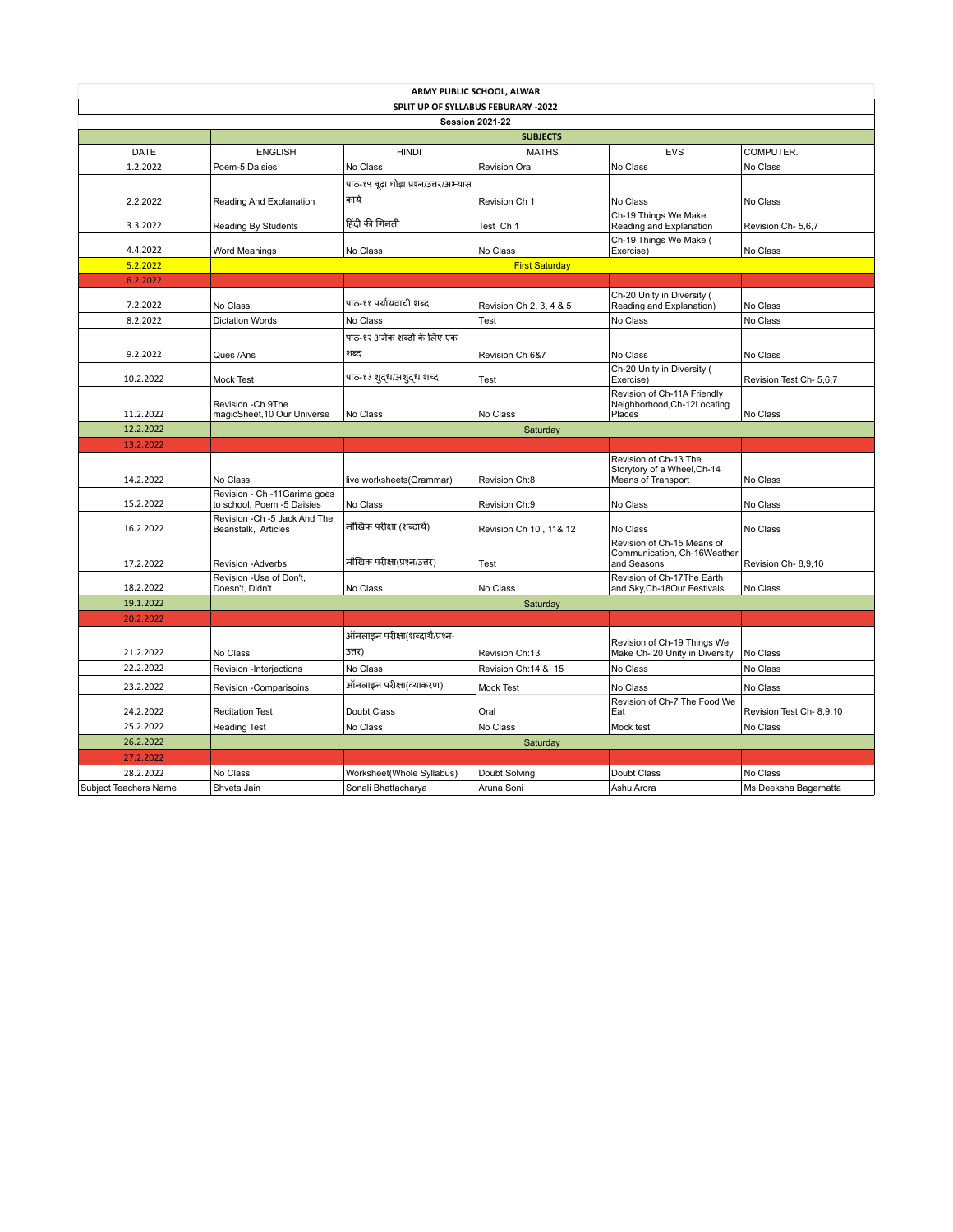| ARMY PUBLIC SCHOOL, ALWAR | | | | | |
|---|---|---|---|---|---|
| SPLIT UP OF SYLLABUS FEBURARY -2022 | | | | | |
| Session 2021-22 | | | | | |
| | SUBJECTS | | | | |
| DATE | ENGLISH | HINDI | MATHS | EVS | COMPUTER. |
| 1.2.2022 | Poem-5 Daisies | No Class | Revision Oral | No Class | No Class |
| 2.2.2022 | Reading And Explanation | पाठ-१५ बूढ़ा घोड़ा प्रश्न/उत्तर/अभ्यास कार्य | Revision Ch 1 | No Class | No Class |
| 3.3.2022 | Reading By Students | हिंदी की गिनती | Test Ch 1 | Ch-19 Things We Make Reading and Explanation | Revision Ch- 5,6,7 |
| 4.4.2022 | Word Meanings | No Class | No Class | Ch-19 Things We Make ( Exercise) | No Class |
| 5.2.2022 | First Saturday | | | | |
| 6.2.2022 | | | | | |
| 7.2.2022 | No Class | पाठ-११ पर्यायवाची शब्द | Revision Ch 2, 3, 4 & 5 | Ch-20 Unity in Diversity ( Reading and Explanation) | No Class |
| 8.2.2022 | Dictation Words | No Class | Test | No Class | No Class |
| 9.2.2022 | Ques /Ans | पाठ-१२ अनेक शब्दों के लिए एक शब्द | Revision Ch 6&7 | No Class | No Class |
| 10.2.2022 | Mock Test | पाठ-१३ शुद्ध/अशुद्ध शब्द | Test | Ch-20 Unity in Diversity ( Exercise) | Revision Test Ch- 5,6,7 |
| 11.2.2022 | Revision -Ch 9The magicSheet,10 Our Universe | No Class | No Class | Revision of Ch-11A Friendly Neighborhood,Ch-12Locating Places | No Class |
| 12.2.2022 | Saturday | | | | |
| 13.2.2022 | | | | | |
| 14.2.2022 | No Class | live worksheets(Grammar) | Revision Ch:8 | Revision of Ch-13 The Storytory of a Wheel,Ch-14 Means of Transport | No Class |
| 15.2.2022 | Revision - Ch -11Garima goes to school, Poem -5 Daisies | No Class | Revision Ch:9 | No Class | No Class |
| 16.2.2022 | Revision -Ch -5 Jack And The Beanstalk, Articles | मौखिक परीक्षा (शब्दार्थ) | Revision Ch 10 , 11& 12 | No Class | No Class |
| 17.2.2022 | Revision -Adverbs | मौखिक परीक्षा(प्रश्न/उत्तर) | Test | Revision of Ch-15 Means of Communication, Ch-16Weather and Seasons | Revision Ch- 8,9,10 |
| 18.2.2022 | Revision -Use of Don't, Doesn't, Didn't | No Class | No Class | Revision of Ch-17The Earth and Sky,Ch-18Our Festivals | No Class |
| 19.1.2022 | Saturday | | | | |
| 20.2.2022 | | | | | |
| 21.2.2022 | No Class | ऑनलाइन परीक्षा(शब्दार्थ/प्रश्न-उत्तर) | Revision Ch:13 | Revision of Ch-19 Things We Make Ch- 20 Unity in Diversity | No Class |
| 22.2.2022 | Revision -Interjections | No Class | Revision Ch:14 & 15 | No Class | No Class |
| 23.2.2022 | Revision -Comparisoins | ऑनलाइन परीक्षा(व्याकरण) | Mock Test | No Class | No Class |
| 24.2.2022 | Recitation Test | Doubt Class | Oral | Revision of Ch-7 The Food We Eat | Revision Test Ch- 8,9,10 |
| 25.2.2022 | Reading Test | No Class | No Class | Mock test | No Class |
| 26.2.2022 | Saturday | | | | |
| 27.2.2022 | | | | | |
| 28.2.2022 | No Class | Worksheet(Whole Syllabus) | Doubt Solving | Doubt Class | No Class |
| Subject Teachers Name | Shveta Jain | Sonali Bhattacharya | Aruna Soni | Ashu Arora | Ms Deeksha Bagarhatta |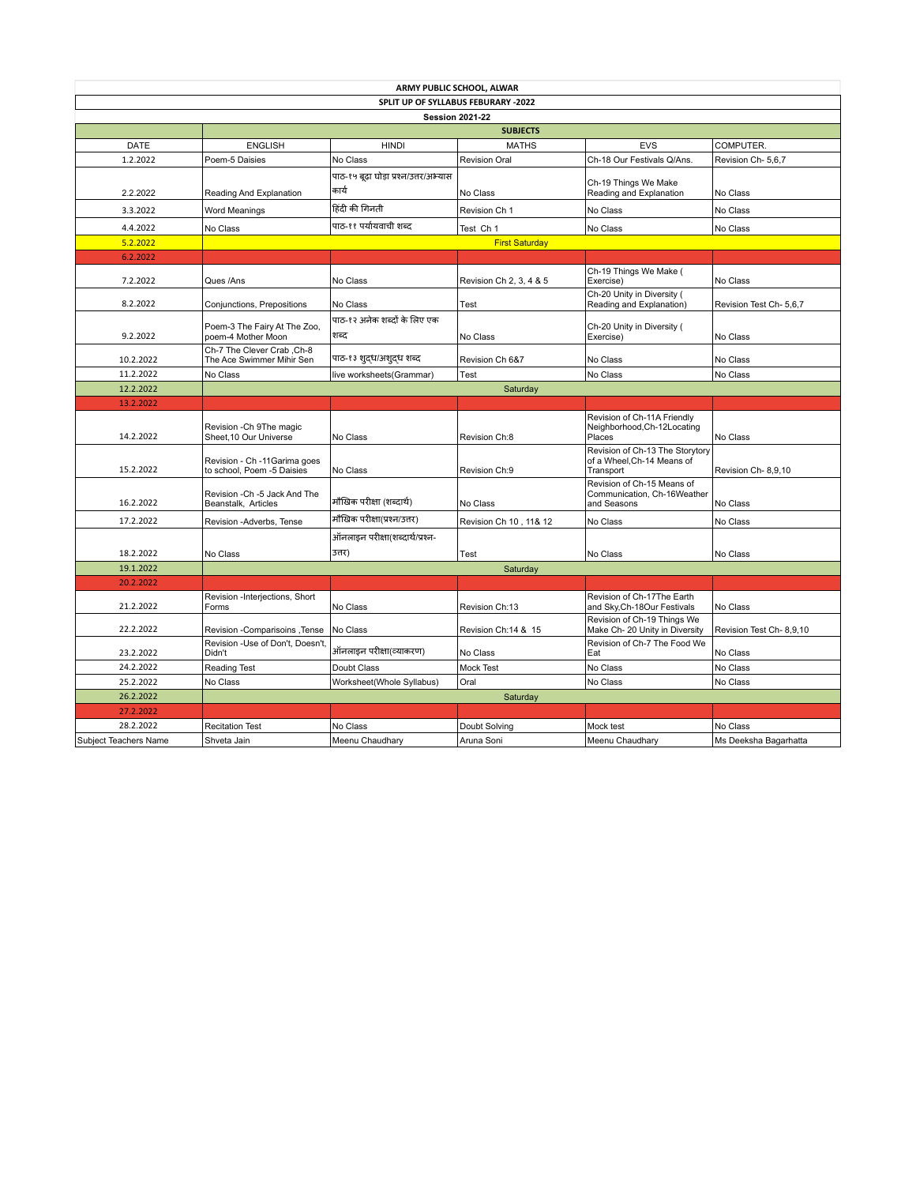| ARMY PUBLIC SCHOOL, ALWAR | | | | | |
|---|---|---|---|---|---|
| SPLIT UP OF SYLLABUS FEBURARY -2022 | | | | | |
| Session 2021-22 | | | | | |
| | SUBJECTS | | | | |
| DATE | ENGLISH | HINDI | MATHS | EVS | COMPUTER. |
| 1.2.2022 | Poem-5 Daisies | No Class | Revision Oral | Ch-18 Our Festivals Q/Ans. | Revision Ch- 5,6,7 |
| 2.2.2022 | Reading And Explanation | पाठ-१५ बूढ़ा घोड़ा प्रश्न/उत्तर/अभ्यास कार्य | No Class | Ch-19 Things We Make Reading and Explanation | No Class |
| 3.3.2022 | Word Meanings | हिंदी की गिनती | Revision Ch 1 | No Class | No Class |
| 4.4.2022 | No Class | पाठ-११ पर्यायवाची शब्द | Test Ch 1 | No Class | No Class |
| 5.2.2022 | First Saturday | | | | |
| 6.2.2022 | | | | | |
| 7.2.2022 | Ques /Ans | No Class | Revision Ch 2, 3, 4 & 5 | Ch-19 Things We Make ( Exercise) | No Class |
| 8.2.2022 | Conjunctions, Prepositions | No Class | Test | Ch-20 Unity in Diversity ( Reading and Explanation) | Revision Test Ch- 5,6,7 |
| 9.2.2022 | Poem-3 The Fairy At The Zoo, poem-4 Mother Moon | पाठ-१२ अनेक शब्दों के लिए एक शब्द | No Class | Ch-20 Unity in Diversity ( Exercise) | No Class |
| 10.2.2022 | Ch-7 The Clever Crab ,Ch-8 The Ace Swimmer Mihir Sen | पाठ-१३ शुद्ध/अशुद्ध शब्द | Revision Ch 6&7 | No Class | No Class |
| 11.2.2022 | No Class | live worksheets(Grammar) | Test | No Class | No Class |
| 12.2.2022 | Saturday | | | | |
| 13.2.2022 | | | | | |
| 14.2.2022 | Revision -Ch 9The magic Sheet,10 Our Universe | No Class | Revision Ch:8 | Revision of Ch-11A Friendly Neighborhood,Ch-12Locating Places | No Class |
| 15.2.2022 | Revision - Ch -11Garima goes to school, Poem -5 Daisies | No Class | Revision Ch:9 | Revision of Ch-13 The Storytory of a Wheel,Ch-14 Means of Transport | Revision Ch- 8,9,10 |
| 16.2.2022 | Revision -Ch -5 Jack And The Beanstalk, Articles | मौखिक परीक्षा (शब्दार्थ) | No Class | Revision of Ch-15 Means of Communication, Ch-16Weather and Seasons | No Class |
| 17.2.2022 | Revision -Adverbs, Tense | मौखिक परीक्षा(प्रश्न/उत्तर) | Revision Ch 10 , 11& 12 | No Class | No Class |
| 18.2.2022 | No Class | ऑनलाइन परीक्षा(शब्दार्थ/प्रश्न-उत्तर) | Test | No Class | No Class |
| 19.1.2022 | Saturday | | | | |
| 20.2.2022 | | | | | |
| 21.2.2022 | Revision -Interjections, Short Forms | No Class | Revision Ch:13 | Revision of Ch-17The Earth and Sky,Ch-18Our Festivals | No Class |
| 22.2.2022 | Revision -Comparisoins ,Tense | No Class | Revision Ch:14 & 15 | Revision of Ch-19 Things We Make Ch- 20 Unity in Diversity | Revision Test Ch- 8,9,10 |
| 23.2.2022 | Revision -Use of Don't, Doesn't, Didn't | ऑनलाइन परीक्षा(व्याकरण) | No Class | Revision of Ch-7 The Food We Eat | No Class |
| 24.2.2022 | Reading Test | Doubt Class | Mock Test | No Class | No Class |
| 25.2.2022 | No Class | Worksheet(Whole Syllabus) | Oral | No Class | No Class |
| 26.2.2022 | Saturday | | | | |
| 27.2.2022 | | | | | |
| 28.2.2022 | Recitation Test | No Class | Doubt Solving | Mock test | No Class |
| Subject Teachers Name | Shveta Jain | Meenu Chaudhary | Aruna Soni | Meenu Chaudhary | Ms Deeksha Bagarhatta |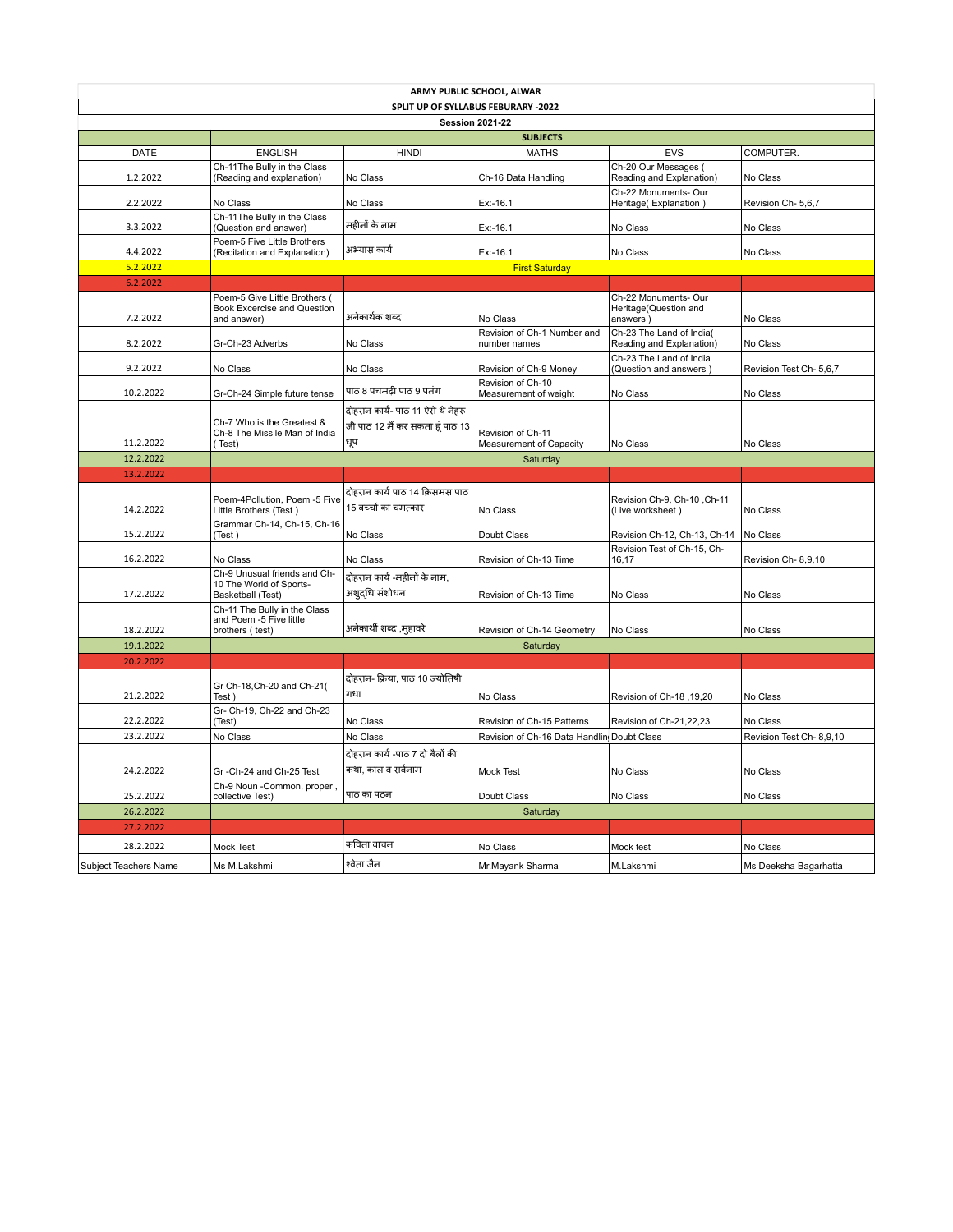**ARMY PUBLIC SCHOOL, ALWAR**

**SPLIT UP OF SYLLABUS FEBURARY -2022**

**Session 2021-22**

| DATE | SUBJECTS | | | | |
|---|---|---|---|---|---|
| | ENGLISH | HINDI | MATHS | EVS | COMPUTER. |
| 1.2.2022 | Ch-11The Bully in the Class (Reading and explanation) | No Class | Ch-16 Data Handling | Ch-20 Our Messages ( Reading and Explanation) | No Class |
| 2.2.2022 | No Class | No Class | Ex:-16.1 | Ch-22 Monuments- Our Heritage( Explanation ) | Revision Ch- 5,6,7 |
| 3.3.2022 | Ch-11The Bully in the Class (Question and answer) | महीनों के नाम | Ex:-16.1 | No Class | No Class |
| 4.4.2022 | Poem-5 Five Little Brothers (Recitation and Explanation) | अभ्यास कार्य | Ex:-16.1 | No Class | No Class |
| 5.2.2022 | First Saturday | | | | |
| 6.2.2022 | | | | | |
| 7.2.2022 | Poem-5 Give Little Brothers ( Book Excercise and Question and answer) | अनेकार्थक शब्द | No Class | Ch-22 Monuments- Our Heritage(Question and answers ) | No Class |
| 8.2.2022 | Gr-Ch-23 Adverbs | No Class | Revision of Ch-1 Number and number names | Ch-23 The Land of India( Reading and Explanation) | No Class |
| 9.2.2022 | No Class | No Class | Revision of Ch-9 Money | Ch-23 The Land of India (Question and answers ) | Revision Test Ch- 5,6,7 |
| 10.2.2022 | Gr-Ch-24 Simple future tense | पाठ 8 पचमढ़ी पाठ 9 पतंग | Revision of Ch-10 Measurement of weight | No Class | No Class |
| 11.2.2022 | Ch-7 Who is the Greatest & Ch-8 The Missile Man of India ( Test) | दोहरान कार्य- पाठ 11 ऐसे थे नेहरू जी पाठ 12 मैं कर सकता हूं पाठ 13 धूप | Revision of Ch-11 Measurement of Capacity | No Class | No Class |
| 12.2.2022 | Saturday | | | | |
| 13.2.2022 | | | | | |
| 14.2.2022 | Poem-4Pollution, Poem -5 Five Little Brothers (Test ) | दोहरान कार्य पाठ 14 क्रिसमस पाठ 15 बच्चों का चमत्कार | No Class | Revision Ch-9, Ch-10 ,Ch-11 (Live worksheet ) | No Class |
| 15.2.2022 | Grammar Ch-14, Ch-15, Ch-16 (Test ) | No Class | Doubt Class | Revision Ch-12, Ch-13, Ch-14 | No Class |
| 16.2.2022 | No Class | No Class | Revision of Ch-13 Time | Revision Test of Ch-15, Ch-16,17 | Revision Ch- 8,9,10 |
| 17.2.2022 | Ch-9 Unusual friends and Ch-10 The World of Sports-Basketball (Test) | दोहरान कार्य -महीनों के नाम, अशुद्धि संशोधन | Revision of Ch-13 Time | No Class | No Class |
| 18.2.2022 | Ch-11 The Bully in the Class and Poem -5 Five little brothers ( test) | अनेकार्थी शब्द ,मुहावरे | Revision of Ch-14 Geometry | No Class | No Class |
| 19.1.2022 | Saturday | | | | |
| 20.2.2022 | | | | | |
| 21.2.2022 | Gr Ch-18,Ch-20 and Ch-21( Test ) | दोहरान- क्रिया, पाठ 10 ज्योतिषी गधा | No Class | Revision of Ch-18 ,19,20 | No Class |
| 22.2.2022 | Gr- Ch-19, Ch-22 and Ch-23 (Test) | No Class | Revision of Ch-15 Patterns | Revision of Ch-21,22,23 | No Class |
| 23.2.2022 | No Class | No Class | Revision of Ch-16 Data Handlin | Doubt Class | Revision Test Ch- 8,9,10 |
| 24.2.2022 | Gr -Ch-24 and Ch-25 Test | दोहरान कार्य -पाठ 7 दो बैलों की कथा, काल व सर्वनाम | Mock Test | No Class | No Class |
| 25.2.2022 | Ch-9 Noun -Common, proper , collective Test) | पाठ का पठन | Doubt Class | No Class | No Class |
| 26.2.2022 | Saturday | | | | |
| 27.2.2022 | | | | | |
| 28.2.2022 | Mock Test | कविता वाचन | No Class | Mock test | No Class |
| Subject Teachers Name | Ms M.Lakshmi | श्वेता जैन | Mr.Mayank Sharma | M.Lakshmi | Ms Deeksha Bagarhatta |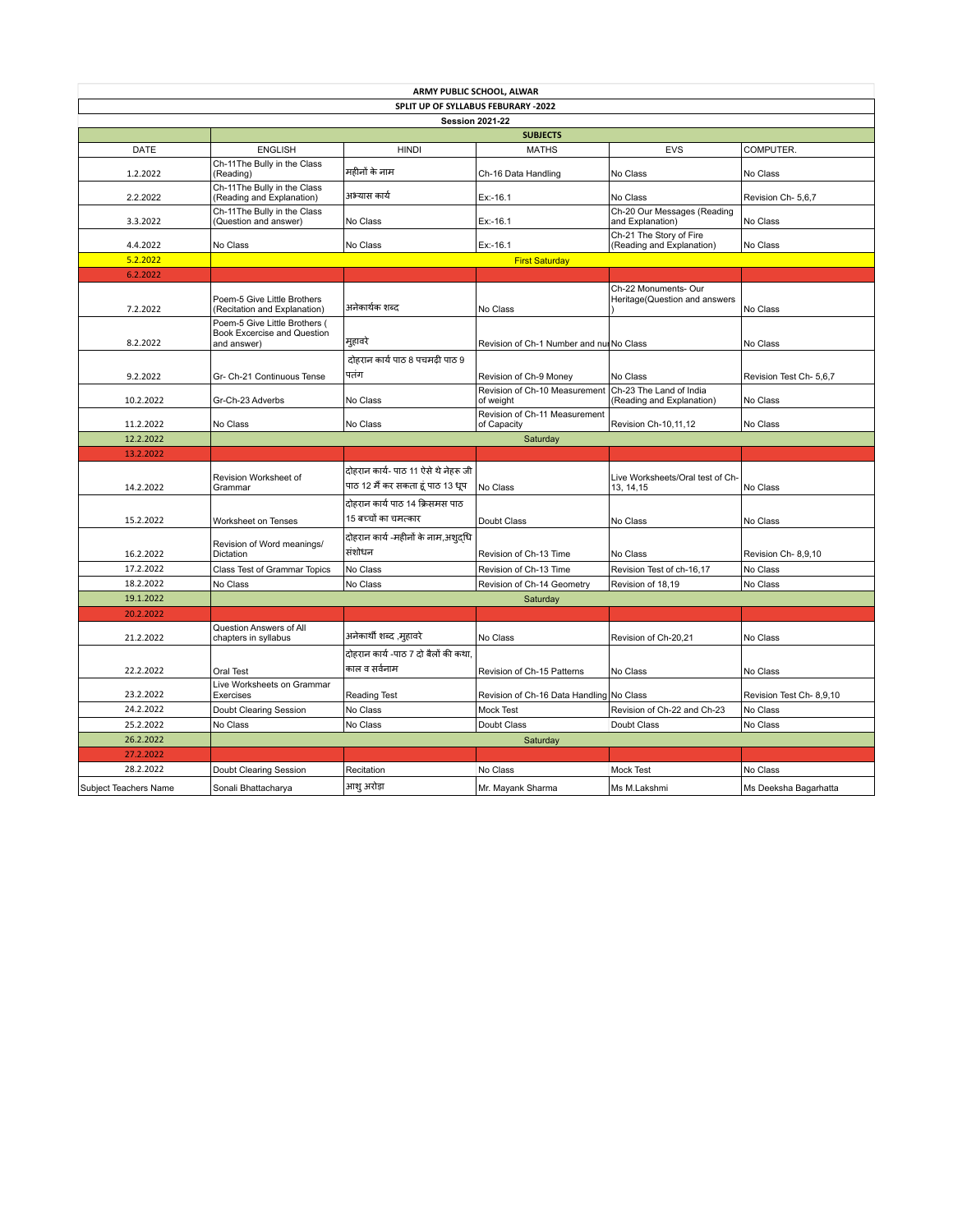**ARMY PUBLIC SCHOOL, ALWAR**

**SPLIT UP OF SYLLABUS FEBURARY -2022**

**Session 2021-22**

| DATE | SUBJECTS | | | | |
|---|---|---|---|---|---|
| | ENGLISH | HINDI | MATHS | EVS | COMPUTER. |
| 1.2.2022 | Ch-11The Bully in the Class (Reading) | महीनों के नाम | Ch-16 Data Handling | No Class | No Class |
| 2.2.2022 | Ch-11The Bully in the Class (Reading and Explanation) | अभ्यास कार्य | Ex:-16.1 | No Class | Revision Ch- 5,6,7 |
| 3.3.2022 | Ch-11The Bully in the Class (Question and answer) | No Class | Ex:-16.1 | Ch-20 Our Messages (Reading and Explanation) | No Class |
| 4.4.2022 | No Class | No Class | Ex:-16.1 | Ch-21 The Story of Fire (Reading and Explanation) | No Class |
| 5.2.2022 | First Saturday | | | | |
| 6.2.2022 | | | | | |
| 7.2.2022 | Poem-5 Give Little Brothers (Recitation and Explanation) | अनेकार्थक शब्द | No Class | Ch-22 Monuments- Our Heritage(Question and answers ) | No Class |
| 8.2.2022 | Poem-5 Give Little Brothers ( Book Excercise and Question and answer) | मुहावरे | Revision of Ch-1 Number and nu | No Class | No Class |
| 9.2.2022 | Gr- Ch-21 Continuous Tense | दोहरान कार्य पाठ 8 पचमढ़ी पाठ 9 पतंग | Revision of Ch-9 Money | No Class | Revision Test Ch- 5,6,7 |
| 10.2.2022 | Gr-Ch-23 Adverbs | No Class | Revision of Ch-10 Measurement of weight | Ch-23 The Land of India (Reading and Explanation) | No Class |
| 11.2.2022 | No Class | No Class | Revision of Ch-11 Measurement of Capacity | Revision Ch-10,11,12 | No Class |
| 12.2.2022 | Saturday | | | | |
| 13.2.2022 | | | | | |
| 14.2.2022 | Revision Worksheet of Grammar | दोहरान कार्य- पाठ 11 ऐसे थे नेहरू जी पाठ 12 मैं कर सकता हूं पाठ 13 धूप | No Class | Live Worksheets/Oral test of Ch-13, 14,15 | No Class |
| 15.2.2022 | Worksheet on Tenses | दोहरान कार्य पाठ 14 क्रिसमस पाठ 15 बच्चों का चमत्कार | Doubt Class | No Class | No Class |
| 16.2.2022 | Revision of Word meanings/ Dictation | दोहरान कार्य -महीनों के नाम,अशुद्धि संशोधन | Revision of Ch-13 Time | No Class | Revision Ch- 8,9,10 |
| 17.2.2022 | Class Test of Grammar Topics | No Class | Revision of Ch-13 Time | Revision Test of ch-16,17 | No Class |
| 18.2.2022 | No Class | No Class | Revision of Ch-14 Geometry | Revision of 18,19 | No Class |
| 19.1.2022 | Saturday | | | | |
| 20.2.2022 | | | | | |
| 21.2.2022 | Question Answers of All chapters in syllabus | अनेकार्थी शब्द ,मुहावरे | No Class | Revision of Ch-20,21 | No Class |
| 22.2.2022 | Oral Test | दोहरान कार्य -पाठ 7 दो बैलों की कथा, काल व सर्वनाम | Revision of Ch-15 Patterns | No Class | No Class |
| 23.2.2022 | Live Worksheets on Grammar Exercises | Reading Test | Revision of Ch-16 Data Handling | No Class | Revision Test Ch- 8,9,10 |
| 24.2.2022 | Doubt Clearing Session | No Class | Mock Test | Revision of Ch-22 and Ch-23 | No Class |
| 25.2.2022 | No Class | No Class | Doubt Class | Doubt Class | No Class |
| 26.2.2022 | Saturday | | | | |
| 27.2.2022 | | | | | |
| 28.2.2022 | Doubt Clearing Session | Recitation | No Class | Mock Test | No Class |
| Subject Teachers Name | Sonali Bhattacharya | आशु अरोड़ा | Mr. Mayank Sharma | Ms M.Lakshmi | Ms Deeksha Bagarhatta |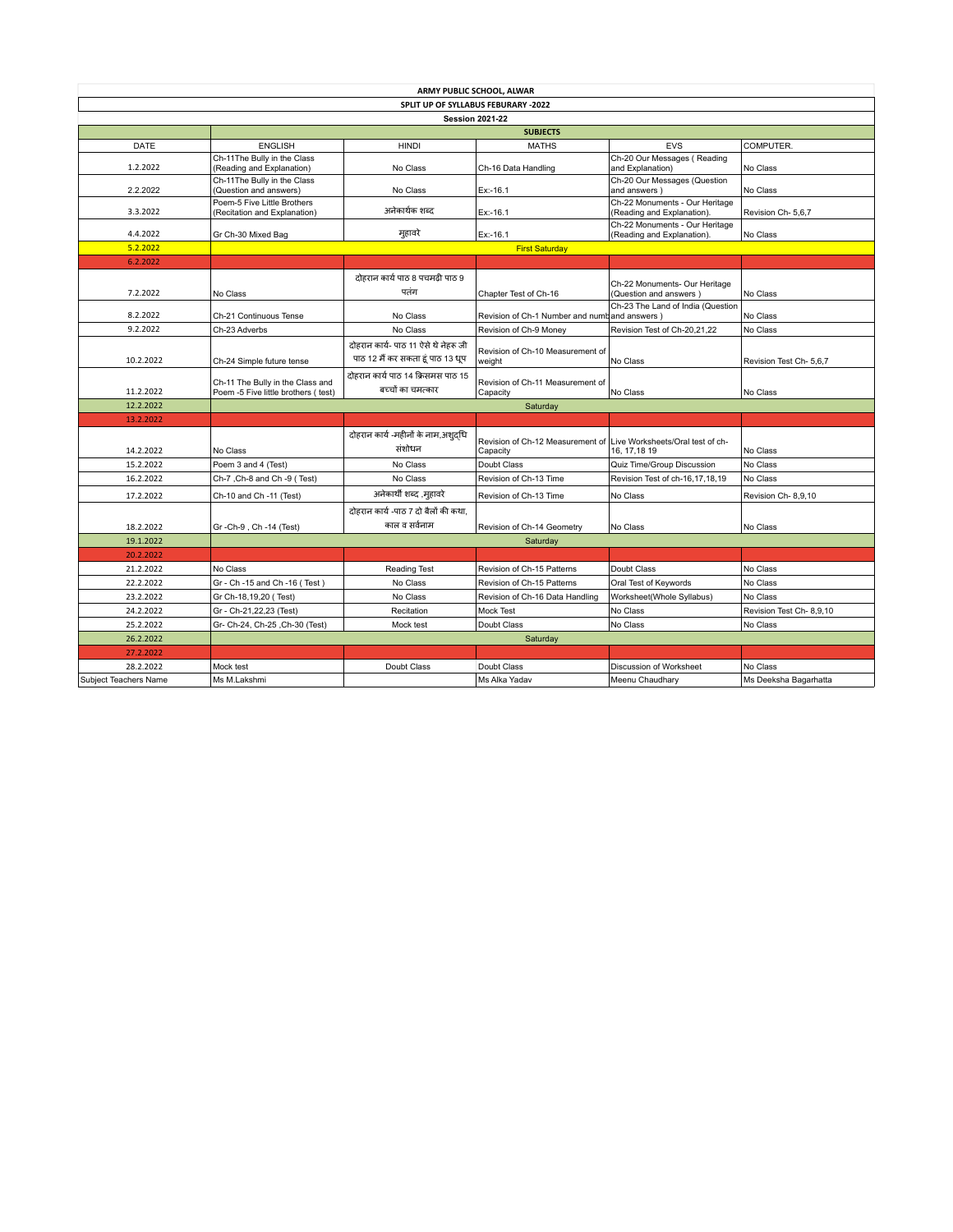**ARMY PUBLIC SCHOOL, ALWAR**

**SPLIT UP OF SYLLABUS FEBURARY -2022**

**Session 2021-22**

| DATE | SUBJECTS | | | | |
|---|---|---|---|---|---|
| | ENGLISH | HINDI | MATHS | EVS | COMPUTER. |
| 1.2.2022 | Ch-11The Bully in the Class (Reading and Explanation) | No Class | Ch-16 Data Handling | Ch-20 Our Messages ( Reading and Explanation) | No Class |
| 2.2.2022 | Ch-11The Bully in the Class (Question and answers) | No Class | Ex:-16.1 | Ch-20 Our Messages (Question and answers ) | No Class |
| 3.3.2022 | Poem-5 Five Little Brothers (Recitation and Explanation) | अनेकार्थक शब्द | Ex:-16.1 | Ch-22 Monuments - Our Heritage (Reading and Explanation). | Revision Ch- 5,6,7 |
| 4.4.2022 | Gr Ch-30 Mixed Bag | मुहावरे | Ex:-16.1 | Ch-22 Monuments - Our Heritage (Reading and Explanation). | No Class |
| 5.2.2022 | First Saturday | | | | |
| 6.2.2022 | | | | | |
| 7.2.2022 | No Class | दोहरान कार्य पाठ 8 पचमढ़ी पाठ 9 पतंग | Chapter Test of Ch-16 | Ch-22 Monuments- Our Heritage (Question and answers ) | No Class |
| 8.2.2022 | Ch-21 Continuous Tense | No Class | Revision of Ch-1 Number and numb | Ch-23 The Land of India (Question and answers ) | No Class |
| 9.2.2022 | Ch-23 Adverbs | No Class | Revision of Ch-9 Money | Revision Test of Ch-20,21,22 | No Class |
| 10.2.2022 | Ch-24 Simple future tense | दोहरान कार्य- पाठ 11 ऐसे थे नेहरू जी पाठ 12 मैं कर सकता हूं पाठ 13 धूप | Revision of Ch-10 Measurement of weight | No Class | Revision Test Ch- 5,6,7 |
| 11.2.2022 | Ch-11 The Bully in the Class and Poem -5 Five little brothers ( test) | दोहरान कार्य पाठ 14 क्रिसमस पाठ 15 बच्चों का चमत्कार | Revision of Ch-11 Measurement of Capacity | No Class | No Class |
| 12.2.2022 | Saturday | | | | |
| 13.2.2022 | | | | | |
| 14.2.2022 | No Class | दोहरान कार्य -महीनों के नाम,अशुद्धि संशोधन | Revision of Ch-12 Measurement of Capacity | Live Worksheets/Oral test of ch-16, 17,18 19 | No Class |
| 15.2.2022 | Poem 3 and 4 (Test) | No Class | Doubt Class | Quiz Time/Group Discussion | No Class |
| 16.2.2022 | Ch-7 ,Ch-8 and Ch -9 ( Test) | No Class | Revision of Ch-13 Time | Revision Test of ch-16,17,18,19 | No Class |
| 17.2.2022 | Ch-10 and Ch -11 (Test) | अनेकार्थी शब्द ,मुहावरे | Revision of Ch-13 Time | No Class | Revision Ch- 8,9,10 |
| 18.2.2022 | Gr -Ch-9 , Ch -14 (Test) | दोहरान कार्य -पाठ 7 दो बैलों की कथा, काल व सर्वनाम | Revision of Ch-14 Geometry | No Class | No Class |
| 19.1.2022 | Saturday | | | | |
| 20.2.2022 | | | | | |
| 21.2.2022 | No Class | Reading Test | Revision of Ch-15 Patterns | Doubt Class | No Class |
| 22.2.2022 | Gr - Ch -15 and Ch -16 ( Test ) | No Class | Revision of Ch-15 Patterns | Oral Test of Keywords | No Class |
| 23.2.2022 | Gr Ch-18,19,20 ( Test) | No Class | Revision of Ch-16 Data Handling | Worksheet(Whole Syllabus) | No Class |
| 24.2.2022 | Gr - Ch-21,22,23 (Test) | Recitation | Mock Test | No Class | Revision Test Ch- 8,9,10 |
| 25.2.2022 | Gr- Ch-24, Ch-25 ,Ch-30 (Test) | Mock test | Doubt Class | No Class | No Class |
| 26.2.2022 | Saturday | | | | |
| 27.2.2022 | | | | | |
| 28.2.2022 | Mock test | Doubt Class | Doubt Class | Discussion of Worksheet | No Class |
| Subject Teachers Name | Ms M.Lakshmi | | Ms Alka Yadav | Meenu Chaudhary | Ms Deeksha Bagarhatta |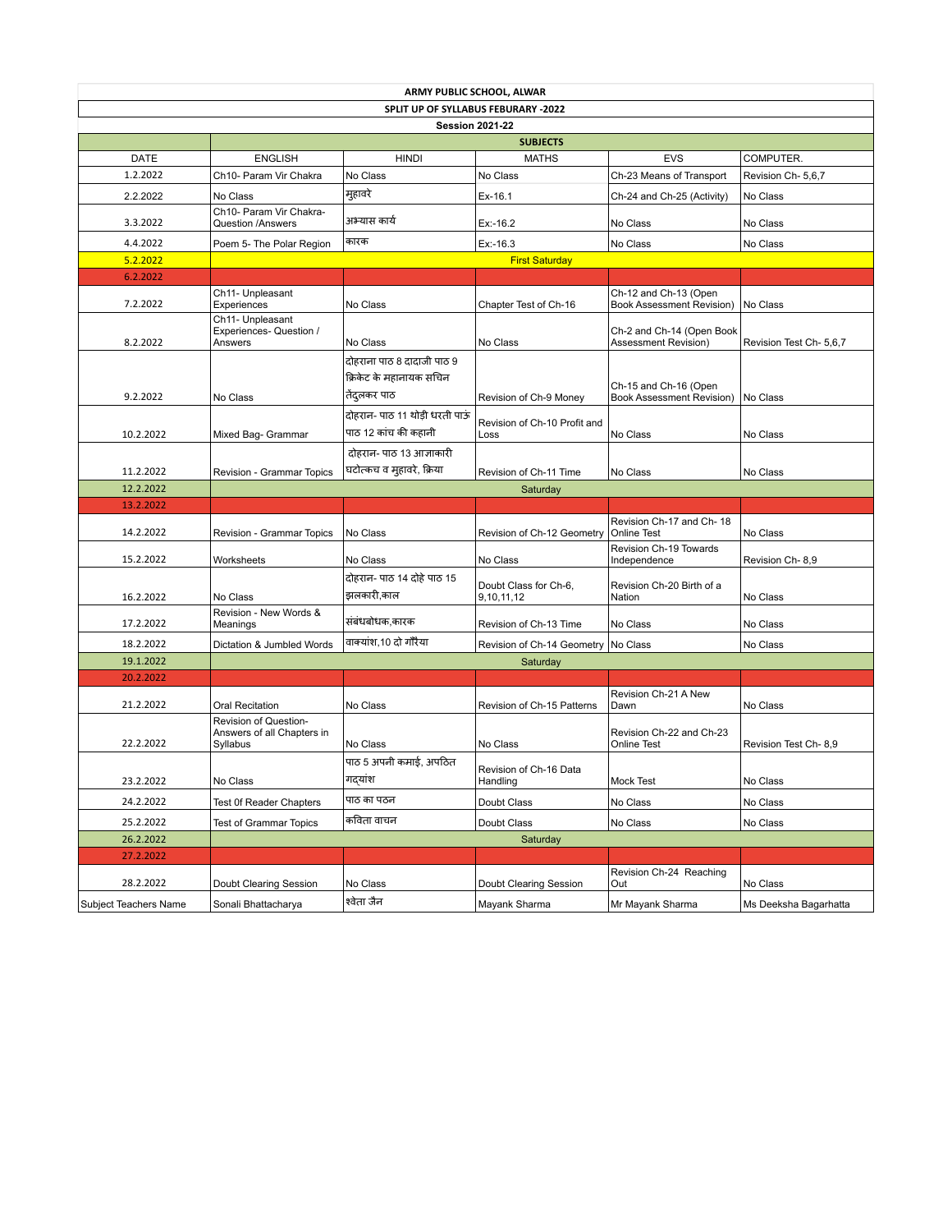| ARMY PUBLIC SCHOOL, ALWAR | | | | | |
|---|---|---|---|---|---|
| SPLIT UP OF SYLLABUS FEBURARY -2022 | | | | | |
| Session 2021-22 | | | | | |
| | SUBJECTS | | | | |
| DATE | ENGLISH | HINDI | MATHS | EVS | COMPUTER. |
| 1.2.2022 | Ch10- Param Vir Chakra | No Class | No Class | Ch-23 Means of Transport | Revision Ch- 5,6,7 |
| 2.2.2022 | No Class | मुहावरे | Ex-16.1 | Ch-24 and Ch-25 (Activity) | No Class |
| 3.3.2022 | Ch10- Param Vir Chakra- Question /Answers | अभ्यास कार्य | Ex:-16.2 | No Class | No Class |
| 4.4.2022 | Poem 5- The Polar Region | कारक | Ex:-16.3 | No Class | No Class |
| 5.2.2022 | First Saturday | | | | |
| 6.2.2022 | | | | | |
| 7.2.2022 | Ch11- Unpleasant Experiences | No Class | Chapter Test of Ch-16 | Ch-12 and Ch-13 (Open Book Assessment Revision) | No Class |
| 8.2.2022 | Ch11- Unpleasant Experiences- Question / Answers | No Class | No Class | Ch-2 and Ch-14 (Open Book Assessment Revision) | Revision Test Ch- 5,6,7 |
| 9.2.2022 | No Class | दोहराना पाठ 8 दादाजी पाठ 9 क्रिकेट के महानायक सचिन तेंदुलकर पाठ | Revision of Ch-9 Money | Ch-15 and Ch-16 (Open Book Assessment Revision) | No Class |
| 10.2.2022 | Mixed Bag- Grammar | दोहरान- पाठ 11 थोड़ी धरती पाऊं पाठ 12 कांच की कहानी | Revision of Ch-10 Profit and Loss | No Class | No Class |
| 11.2.2022 | Revision - Grammar Topics | दोहरान- पाठ 13 आज्ञाकारी घटोत्कच व मुहावरे, क्रिया | Revision of Ch-11 Time | No Class | No Class |
| 12.2.2022 | Saturday | | | | |
| 13.2.2022 | | | | | |
| 14.2.2022 | Revision - Grammar Topics | No Class | Revision of Ch-12 Geometry | Revision Ch-17 and Ch- 18 Online Test | No Class |
| 15.2.2022 | Worksheets | No Class | No Class | Revision Ch-19 Towards Independence | Revision Ch- 8,9 |
| 16.2.2022 | No Class | दोहरान- पाठ 14 दोहे पाठ 15 झलकारी,काल | Doubt Class for Ch-6, 9,10,11,12 | Revision Ch-20 Birth of a Nation | No Class |
| 17.2.2022 | Revision - New Words & Meanings | संबंधबोधक,कारक | Revision of Ch-13 Time | No Class | No Class |
| 18.2.2022 | Dictation & Jumbled Words | वाक्यांश,10 दो गौरैया | Revision of Ch-14 Geometry | No Class | No Class |
| 19.1.2022 | Saturday | | | | |
| 20.2.2022 | | | | | |
| 21.2.2022 | Oral Recitation | No Class | Revision of Ch-15 Patterns | Revision Ch-21 A New Dawn | No Class |
| 22.2.2022 | Revision of Question-Answers of all Chapters in Syllabus | No Class | No Class | Revision Ch-22 and Ch-23 Online Test | Revision Test Ch- 8,9 |
| 23.2.2022 | No Class | पाठ 5 अपनी कमाई, अपठित गद्यांश | Revision of Ch-16 Data Handling | Mock Test | No Class |
| 24.2.2022 | Test 0f Reader Chapters | पाठ का पठन | Doubt Class | No Class | No Class |
| 25.2.2022 | Test of Grammar Topics | कविता वाचन | Doubt Class | No Class | No Class |
| 26.2.2022 | Saturday | | | | |
| 27.2.2022 | | | | | |
| 28.2.2022 | Doubt Clearing Session | No Class | Doubt Clearing Session | Revision Ch-24 Reaching Out | No Class |
| Subject Teachers Name | Sonali Bhattacharya | श्वेता जैन | Mayank Sharma | Mr Mayank Sharma | Ms Deeksha Bagarhatta |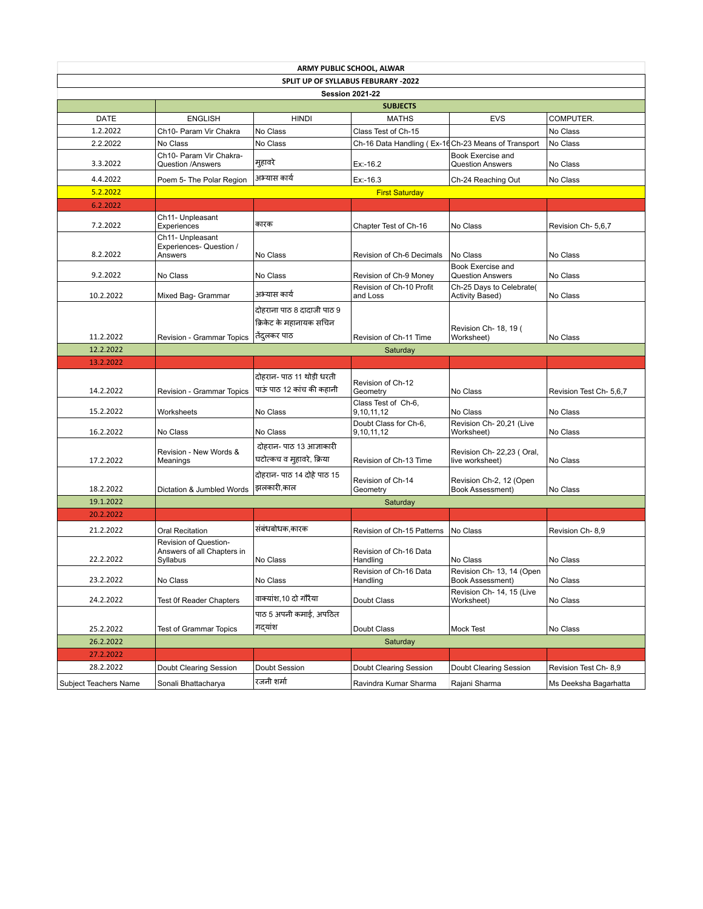**ARMY PUBLIC SCHOOL, ALWAR**

**SPLIT UP OF SYLLABUS FEBURARY -2022**

**Session 2021-22**

| | **SUBJECTS** | | | | |
|---|---|---|---|---|---|
| DATE | ENGLISH | HINDI | MATHS | EVS | COMPUTER. |
| 1.2.2022 | Ch10- Param Vir Chakra | No Class | Class Test of Ch-15 | | No Class |
| 2.2.2022 | No Class | No Class | Ch-16 Data Handling ( Ex-16 | Ch-23 Means of Transport | No Class |
| 3.3.2022 | Ch10- Param Vir Chakra-Question /Answers | मुहावरे | Ex:-16.2 | Book Exercise and Question Answers | No Class |
| 4.4.2022 | Poem 5- The Polar Region | अभ्यास कार्य | Ex:-16.3 | Ch-24 Reaching Out | No Class |
| 5.2.2022 | First Saturday | | | | |
| 6.2.2022 | | | | | |
| 7.2.2022 | Ch11- Unpleasant Experiences | कारक | Chapter Test of Ch-16 | No Class | Revision Ch- 5,6,7 |
| 8.2.2022 | Ch11- Unpleasant Experiences- Question / Answers | No Class | Revision of Ch-6 Decimals | No Class | No Class |
| 9.2.2022 | No Class | No Class | Revision of Ch-9 Money | Book Exercise and Question Answers | No Class |
| 10.2.2022 | Mixed Bag- Grammar | अभ्यास कार्य | Revision of Ch-10 Profit and Loss | Ch-25 Days to Celebrate( Activity Based) | No Class |
| 11.2.2022 | Revision - Grammar Topics | दोहराना पाठ 8 दादाजी पाठ 9 क्रिकेट के महानायक सचिन तेंदुलकर पाठ | Revision of Ch-11 Time | Revision Ch- 18, 19 ( Worksheet) | No Class |
| 12.2.2022 | Saturday | | | | |
| 13.2.2022 | | | | | |
| 14.2.2022 | Revision - Grammar Topics | दोहरान- पाठ 11 थोड़ी धरती पाऊं पाठ 12 कांच की कहानी | Revision of Ch-12 Geometry | No Class | Revision Test Ch- 5,6,7 |
| 15.2.2022 | Worksheets | No Class | Class Test of Ch-6, 9,10,11,12 | No Class | No Class |
| 16.2.2022 | No Class | No Class | Doubt Class for Ch-6, 9,10,11,12 | Revision Ch- 20,21 (Live Worksheet) | No Class |
| 17.2.2022 | Revision - New Words & Meanings | दोहरान- पाठ 13 आज्ञाकारी घटोत्कच व मुहावरे, क्रिया | Revision of Ch-13 Time | Revision Ch- 22,23 ( Oral, live worksheet) | No Class |
| 18.2.2022 | Dictation & Jumbled Words | दोहरान- पाठ 14 दोहे पाठ 15 झलकारी,काल | Revision of Ch-14 Geometry | Revision Ch-2, 12 (Open Book Assessment) | No Class |
| 19.1.2022 | Saturday | | | | |
| 20.2.2022 | | | | | |
| 21.2.2022 | Oral Recitation | संबंधबोधक,कारक | Revision of Ch-15 Patterns | No Class | Revision Ch- 8,9 |
| 22.2.2022 | Revision of Question-Answers of all Chapters in Syllabus | No Class | Revision of Ch-16 Data Handling | No Class | No Class |
| 23.2.2022 | No Class | No Class | Revision of Ch-16 Data Handling | Revision Ch- 13, 14 (Open Book Assessment) | No Class |
| 24.2.2022 | Test 0f Reader Chapters | वाक्यांश,10 दो गौरैया | Doubt Class | Revision Ch- 14, 15 (Live Worksheet) | No Class |
| 25.2.2022 | Test of Grammar Topics | पाठ 5 अपनी कमाई, अपठित गद्यांश | Doubt Class | Mock Test | No Class |
| 26.2.2022 | Saturday | | | | |
| 27.2.2022 | | | | | |
| 28.2.2022 | Doubt Clearing Session | Doubt Session | Doubt Clearing Session | Doubt Clearing Session | Revision Test Ch- 8,9 |
| Subject Teachers Name | Sonali Bhattacharya | रजनी शर्मा | Ravindra Kumar Sharma | Rajani Sharma | Ms Deeksha Bagarhatta |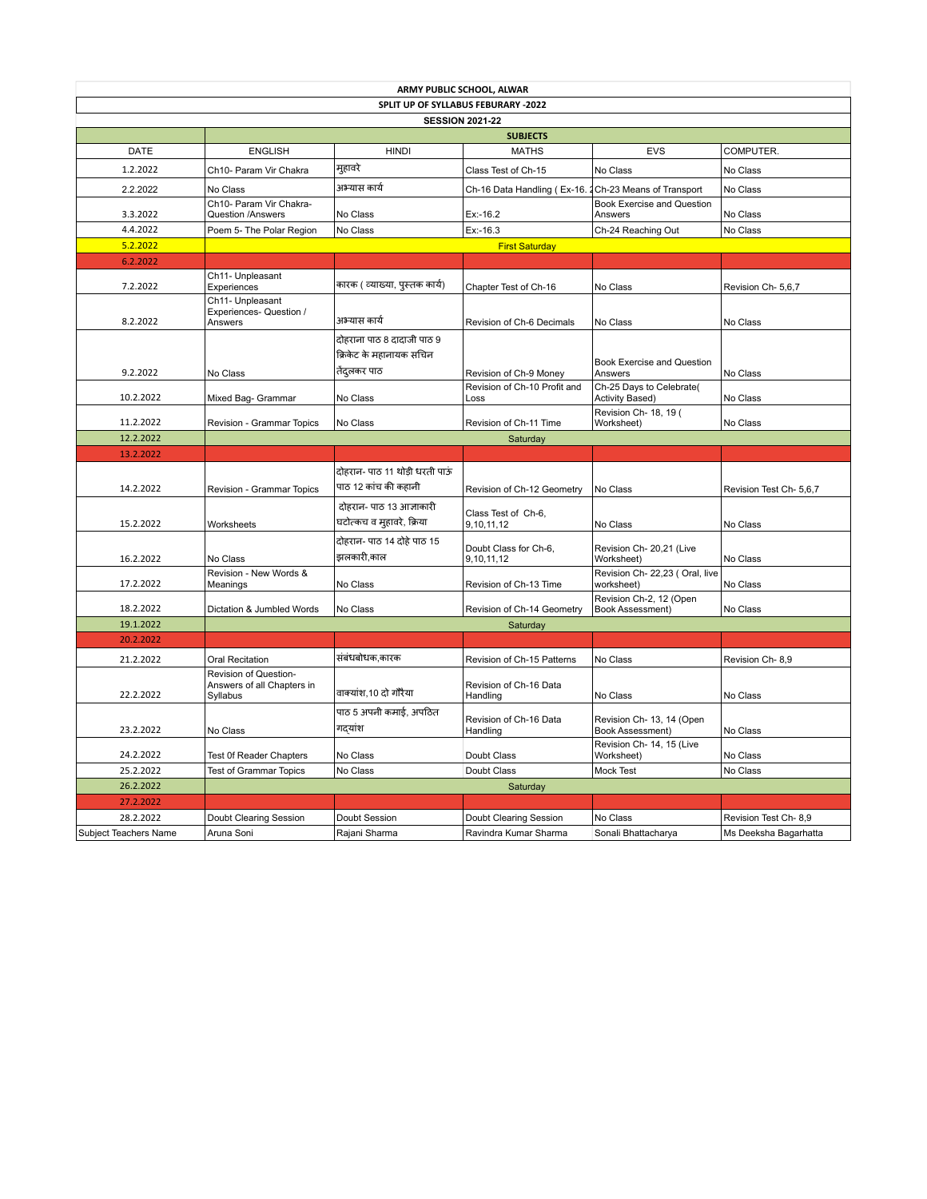**ARMY PUBLIC SCHOOL, ALWAR**

**SPLIT UP OF SYLLABUS FEBURARY -2022**

**SESSION 2021-22**

| DATE | SUBJECTS | | | | |
|---|---|---|---|---|---|
| | ENGLISH | HINDI | MATHS | EVS | COMPUTER. |
| 1.2.2022 | Ch10- Param Vir Chakra | मुहावरे | Class Test of Ch-15 | No Class | No Class |
| 2.2.2022 | No Class | अभ्यास कार्य | Ch-16 Data Handling ( Ex-16. | Ch-23 Means of Transport | No Class |
| 3.3.2022 | Ch10- Param Vir Chakra- Question /Answers | No Class | Ex:-16.2 | Book Exercise and Question Answers | No Class |
| 4.4.2022 | Poem 5- The Polar Region | No Class | Ex:-16.3 | Ch-24 Reaching Out | No Class |
| 5.2.2022 | First Saturday | | | | |
| 6.2.2022 | | | | | |
| 7.2.2022 | Ch11- Unpleasant Experiences | कारक ( व्याख्या, पुस्तक कार्य) | Chapter Test of Ch-16 | No Class | Revision Ch- 5,6,7 |
| 8.2.2022 | Ch11- Unpleasant Experiences- Question / Answers | अभ्यास कार्य | Revision of Ch-6 Decimals | No Class | No Class |
| 9.2.2022 | No Class | दोहराना पाठ 8 दादाजी पाठ 9 क्रिकेट के महानायक सचिन तेंदुलकर पाठ | Revision of Ch-9 Money | Book Exercise and Question Answers | No Class |
| 10.2.2022 | Mixed Bag- Grammar | No Class | Revision of Ch-10 Profit and Loss | Ch-25 Days to Celebrate( Activity Based) | No Class |
| 11.2.2022 | Revision - Grammar Topics | No Class | Revision of Ch-11 Time | Revision Ch- 18, 19 ( Worksheet) | No Class |
| 12.2.2022 | Saturday | | | | |
| 13.2.2022 | | | | | |
| 14.2.2022 | Revision - Grammar Topics | दोहरान- पाठ 11 थोड़ी धरती पाऊं पाठ 12 कांच की कहानी | Revision of Ch-12 Geometry | No Class | Revision Test Ch- 5,6,7 |
| 15.2.2022 | Worksheets | दोहरान- पाठ 13 आज्ञाकारी घटोत्कच व मुहावरे, क्रिया | Class Test of Ch-6, 9,10,11,12 | No Class | No Class |
| 16.2.2022 | No Class | दोहरान- पाठ 14 दोहे पाठ 15 झलकारी,काल | Doubt Class for Ch-6, 9,10,11,12 | Revision Ch- 20,21 (Live Worksheet) | No Class |
| 17.2.2022 | Revision - New Words & Meanings | No Class | Revision of Ch-13 Time | Revision Ch- 22,23 ( Oral, live worksheet) | No Class |
| 18.2.2022 | Dictation & Jumbled Words | No Class | Revision of Ch-14 Geometry | Revision Ch-2, 12 (Open Book Assessment) | No Class |
| 19.1.2022 | Saturday | | | | |
| 20.2.2022 | | | | | |
| 21.2.2022 | Oral Recitation | संबंधबोधक,कारक | Revision of Ch-15 Patterns | No Class | Revision Ch- 8,9 |
| 22.2.2022 | Revision of Question-Answers of all Chapters in Syllabus | वाक्यांश,10 दो गौरैया | Revision of Ch-16 Data Handling | No Class | No Class |
| 23.2.2022 | No Class | पाठ 5 अपनी कमाई, अपठित गद्यांश | Revision of Ch-16 Data Handling | Revision Ch- 13, 14 (Open Book Assessment) | No Class |
| 24.2.2022 | Test 0f Reader Chapters | No Class | Doubt Class | Revision Ch- 14, 15 (Live Worksheet) | No Class |
| 25.2.2022 | Test of Grammar Topics | No Class | Doubt Class | Mock Test | No Class |
| 26.2.2022 | Saturday | | | | |
| 27.2.2022 | | | | | |
| 28.2.2022 | Doubt Clearing Session | Doubt Session | Doubt Clearing Session | No Class | Revision Test Ch- 8,9 |
| Subject Teachers Name | Aruna Soni | Rajani Sharma | Ravindra Kumar Sharma | Sonali Bhattacharya | Ms Deeksha Bagarhatta |